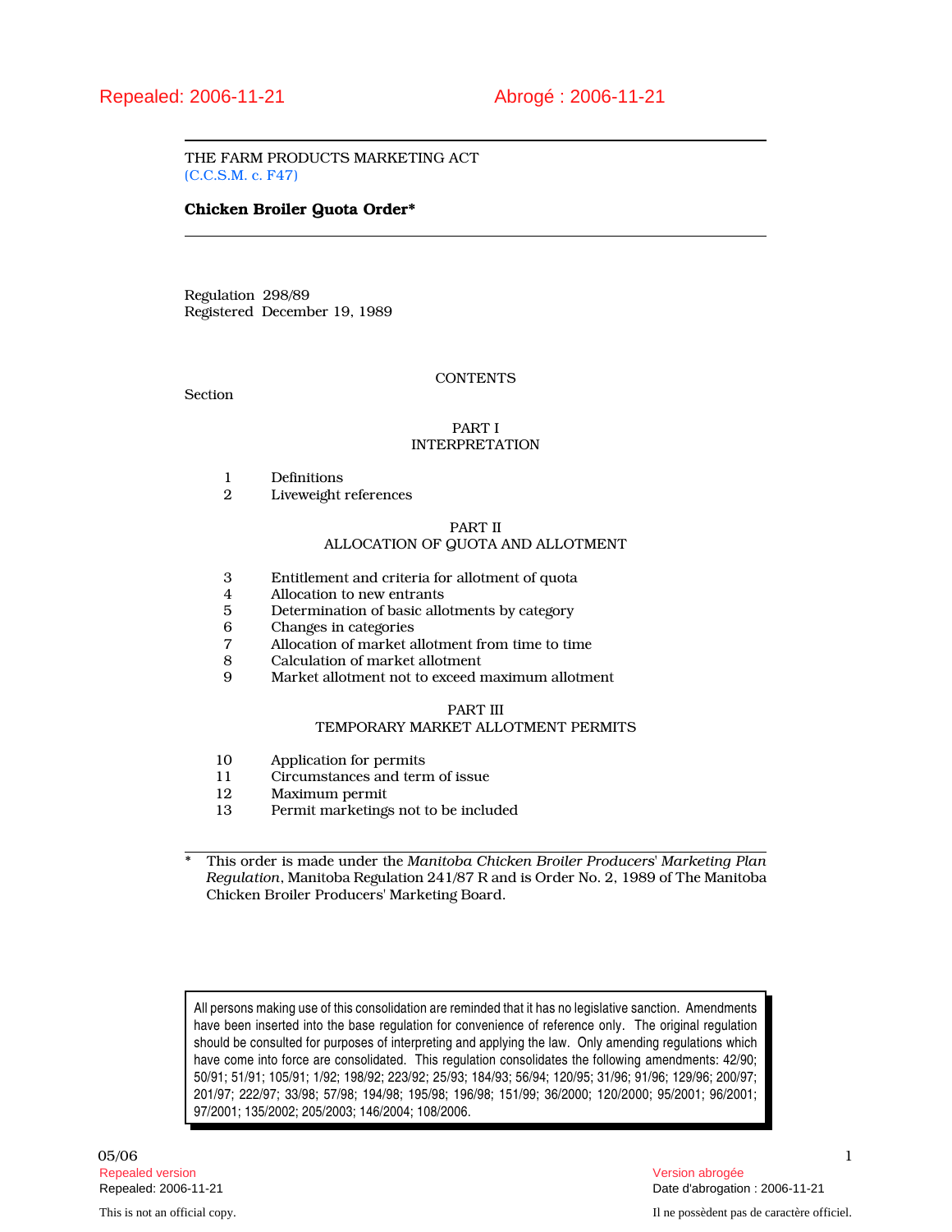Repealed: 2006-11-21 | Abrogé : 2006-11-21

THE FARM PRODUCTS MARKETING ACT
(C.C.S.M. c. F47)

# Chicken Broiler Quota Order*

Regulation 298/89
Registered December 19, 1989

CONTENTS

Section

PART I
INTERPRETATION

1 Definitions
2 Liveweight references

PART II
ALLOCATION OF QUOTA AND ALLOTMENT

3 Entitlement and criteria for allotment of quota
4 Allocation to new entrants
5 Determination of basic allotments by category
6 Changes in categories
7 Allocation of market allotment from time to time
8 Calculation of market allotment
9 Market allotment not to exceed maximum allotment

PART III
TEMPORARY MARKET ALLOTMENT PERMITS

10 Application for permits
11 Circumstances and term of issue
12 Maximum permit
13 Permit marketings not to be included

\* This order is made under the *Manitoba Chicken Broiler Producers' Marketing Plan Regulation*, Manitoba Regulation 241/87 R and is Order No. 2, 1989 of The Manitoba Chicken Broiler Producers' Marketing Board.

All persons making use of this consolidation are reminded that it has no legislative sanction. Amendments have been inserted into the base regulation for convenience of reference only. The original regulation should be consulted for purposes of interpreting and applying the law. Only amending regulations which have come into force are consolidated. This regulation consolidates the following amendments: 42/90; 50/91; 51/91; 105/91; 1/92; 198/92; 223/92; 25/93; 184/93; 56/94; 120/95; 31/96; 91/96; 129/96; 200/97; 201/97; 222/97; 33/98; 57/98; 194/98; 195/98; 196/98; 151/99; 36/2000; 120/2000; 95/2001; 96/2001; 97/2001; 135/2002; 205/2003; 146/2004; 108/2006.

05/06

Repealed version — Version abrogée
Repealed: 2006-11-21 — Date d'abrogation : 2006-11-21

This is not an official copy. — Il ne possèdent pas de caractère officiel.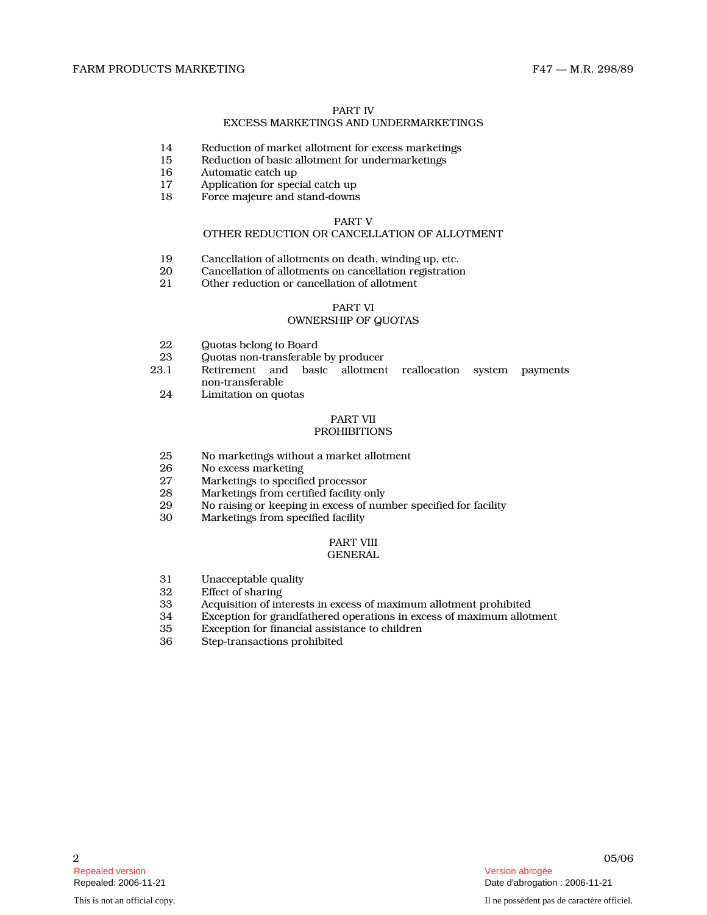## PART IV
## EXCESS MARKETINGS AND UNDERMARKETINGS

14 Reduction of market allotment for excess marketings
15 Reduction of basic allotment for undermarketings
16 Automatic catch up
17 Application for special catch up
18 Force majeure and stand-downs

## PART V
## OTHER REDUCTION OR CANCELLATION OF ALLOTMENT

19 Cancellation of allotments on death, winding up, etc.
20 Cancellation of allotments on cancellation registration
21 Other reduction or cancellation of allotment

## PART VI
## OWNERSHIP OF QUOTAS

22 Quotas belong to Board
23 Quotas non-transferable by producer
23.1 Retirement and basic allotment reallocation system payments non-transferable
24 Limitation on quotas

## PART VII
## PROHIBITIONS

25 No marketings without a market allotment
26 No excess marketing
27 Marketings to specified processor
28 Marketings from certified facility only
29 No raising or keeping in excess of number specified for facility
30 Marketings from specified facility

## PART VIII
## GENERAL

31 Unacceptable quality
32 Effect of sharing
33 Acquisition of interests in excess of maximum allotment prohibited
34 Exception for grandfathered operations in excess of maximum allotment
35 Exception for financial assistance to children
36 Step-transactions prohibited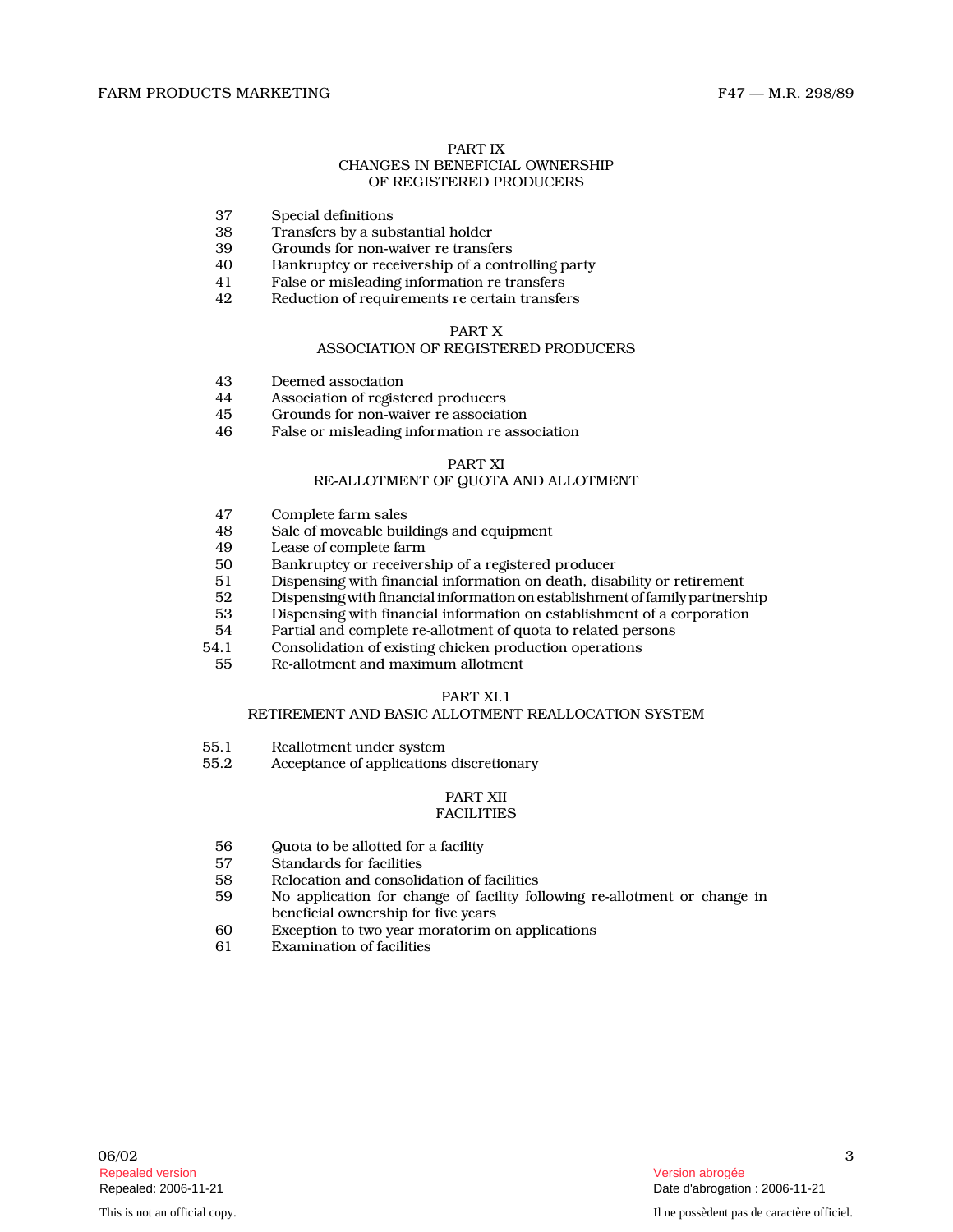## PART IX
## CHANGES IN BENEFICIAL OWNERSHIP OF REGISTERED PRODUCERS

37 Special definitions
38 Transfers by a substantial holder
39 Grounds for non-waiver re transfers
40 Bankruptcy or receivership of a controlling party
41 False or misleading information re transfers
42 Reduction of requirements re certain transfers

## PART X
## ASSOCIATION OF REGISTERED PRODUCERS

43 Deemed association
44 Association of registered producers
45 Grounds for non-waiver re association
46 False or misleading information re association

## PART XI
## RE-ALLOTMENT OF QUOTA AND ALLOTMENT

47 Complete farm sales
48 Sale of moveable buildings and equipment
49 Lease of complete farm
50 Bankruptcy or receivership of a registered producer
51 Dispensing with financial information on death, disability or retirement
52 Dispensing with financial information on establishment of family partnership
53 Dispensing with financial information on establishment of a corporation
54 Partial and complete re-allotment of quota to related persons
54.1 Consolidation of existing chicken production operations
55 Re-allotment and maximum allotment

## PART XI.1
## RETIREMENT AND BASIC ALLOTMENT REALLOCATION SYSTEM

55.1 Reallotment under system
55.2 Acceptance of applications discretionary

## PART XII
## FACILITIES

56 Quota to be allotted for a facility
57 Standards for facilities
58 Relocation and consolidation of facilities
59 No application for change of facility following re-allotment or change in beneficial ownership for five years
60 Exception to two year moratorim on applications
61 Examination of facilities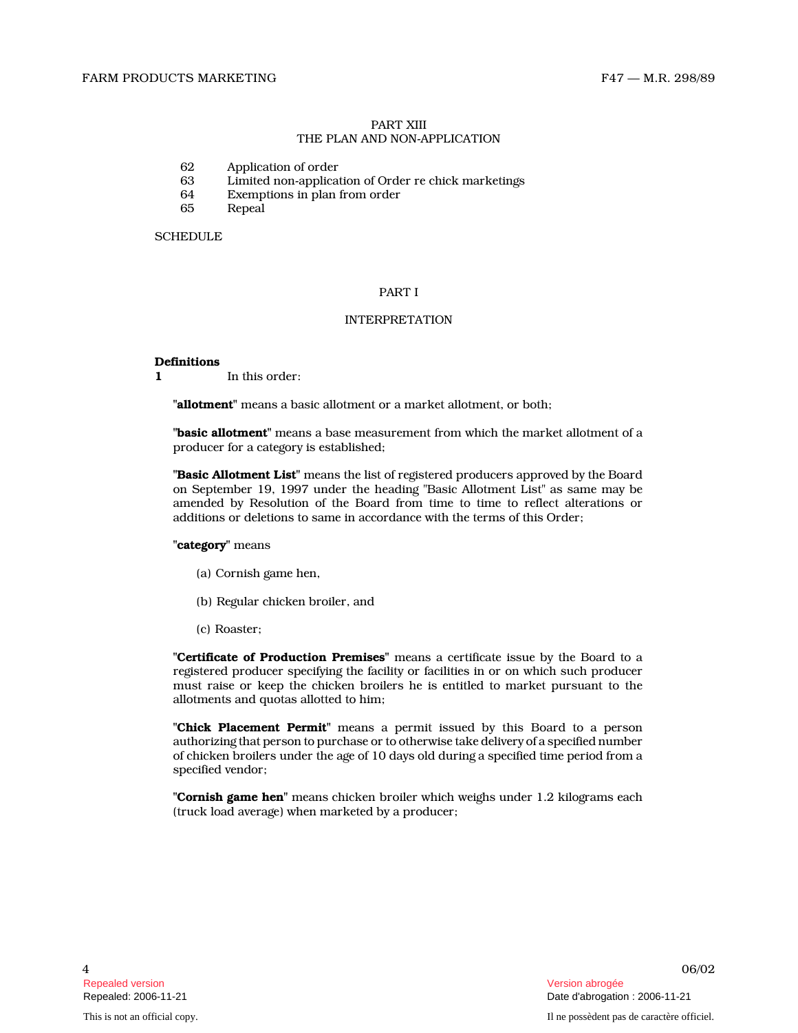PART XIII
THE PLAN AND NON-APPLICATION

62 Application of order
63 Limited non-application of Order re chick marketings
64 Exemptions in plan from order
65 Repeal

SCHEDULE

## PART I

## INTERPRETATION

**Definitions**

**1** In this order:

"**allotment**" means a basic allotment or a market allotment, or both;

"**basic allotment**" means a base measurement from which the market allotment of a producer for a category is established;

"**Basic Allotment List**" means the list of registered producers approved by the Board on September 19, 1997 under the heading "Basic Allotment List" as same may be amended by Resolution of the Board from time to time to reflect alterations or additions or deletions to same in accordance with the terms of this Order;

"**category**" means

(a) Cornish game hen,

(b) Regular chicken broiler, and

(c) Roaster;

"**Certificate of Production Premises**" means a certificate issue by the Board to a registered producer specifying the facility or facilities in or on which such producer must raise or keep the chicken broilers he is entitled to market pursuant to the allotments and quotas allotted to him;

"**Chick Placement Permit**" means a permit issued by this Board to a person authorizing that person to purchase or to otherwise take delivery of a specified number of chicken broilers under the age of 10 days old during a specified time period from a specified vendor;

"**Cornish game hen**" means chicken broiler which weighs under 1.2 kilograms each (truck load average) when marketed by a producer;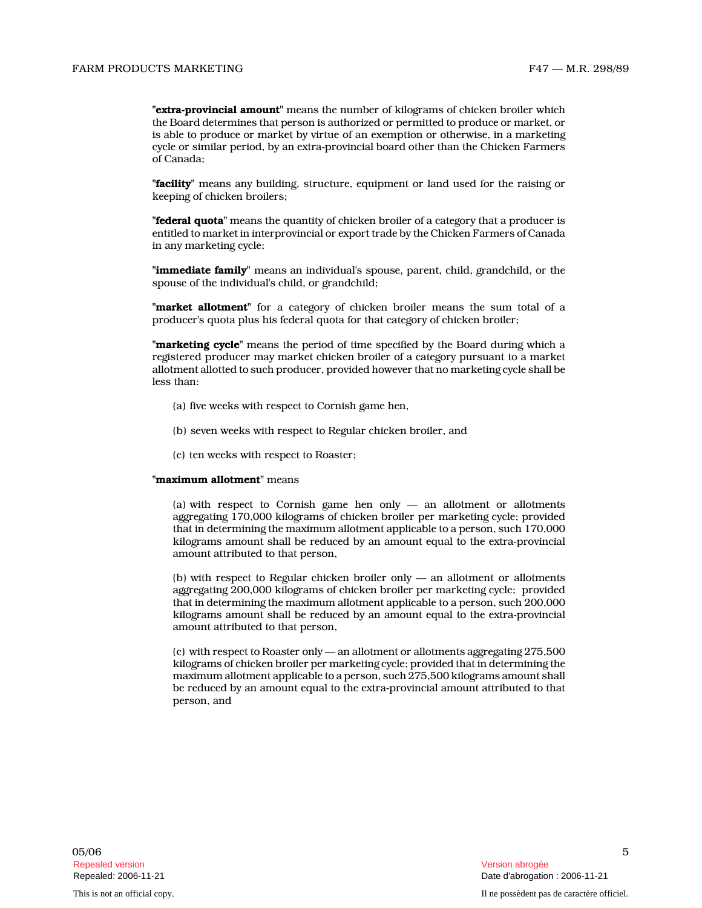"**extra-provincial amount**" means the number of kilograms of chicken broiler which the Board determines that person is authorized or permitted to produce or market, or is able to produce or market by virtue of an exemption or otherwise, in a marketing cycle or similar period, by an extra-provincial board other than the Chicken Farmers of Canada;

"**facility**" means any building, structure, equipment or land used for the raising or keeping of chicken broilers;

"**federal quota**" means the quantity of chicken broiler of a category that a producer is entitled to market in interprovincial or export trade by the Chicken Farmers of Canada in any marketing cycle;

"**immediate family**" means an individual's spouse, parent, child, grandchild, or the spouse of the individual's child, or grandchild;

"**market allotment**" for a category of chicken broiler means the sum total of a producer's quota plus his federal quota for that category of chicken broiler;

"**marketing cycle**" means the period of time specified by the Board during which a registered producer may market chicken broiler of a category pursuant to a market allotment allotted to such producer, provided however that no marketing cycle shall be less than:

(a) five weeks with respect to Cornish game hen,

(b) seven weeks with respect to Regular chicken broiler, and

(c) ten weeks with respect to Roaster;

"**maximum allotment**" means

(a) with respect to Cornish game hen only — an allotment or allotments aggregating 170,000 kilograms of chicken broiler per marketing cycle; provided that in determining the maximum allotment applicable to a person, such 170,000 kilograms amount shall be reduced by an amount equal to the extra-provincial amount attributed to that person,

(b) with respect to Regular chicken broiler only — an allotment or allotments aggregating 200,000 kilograms of chicken broiler per marketing cycle; provided that in determining the maximum allotment applicable to a person, such 200,000 kilograms amount shall be reduced by an amount equal to the extra-provincial amount attributed to that person,

(c) with respect to Roaster only — an allotment or allotments aggregating 275,500 kilograms of chicken broiler per marketing cycle; provided that in determining the maximum allotment applicable to a person, such 275,500 kilograms amount shall be reduced by an amount equal to the extra-provincial amount attributed to that person, and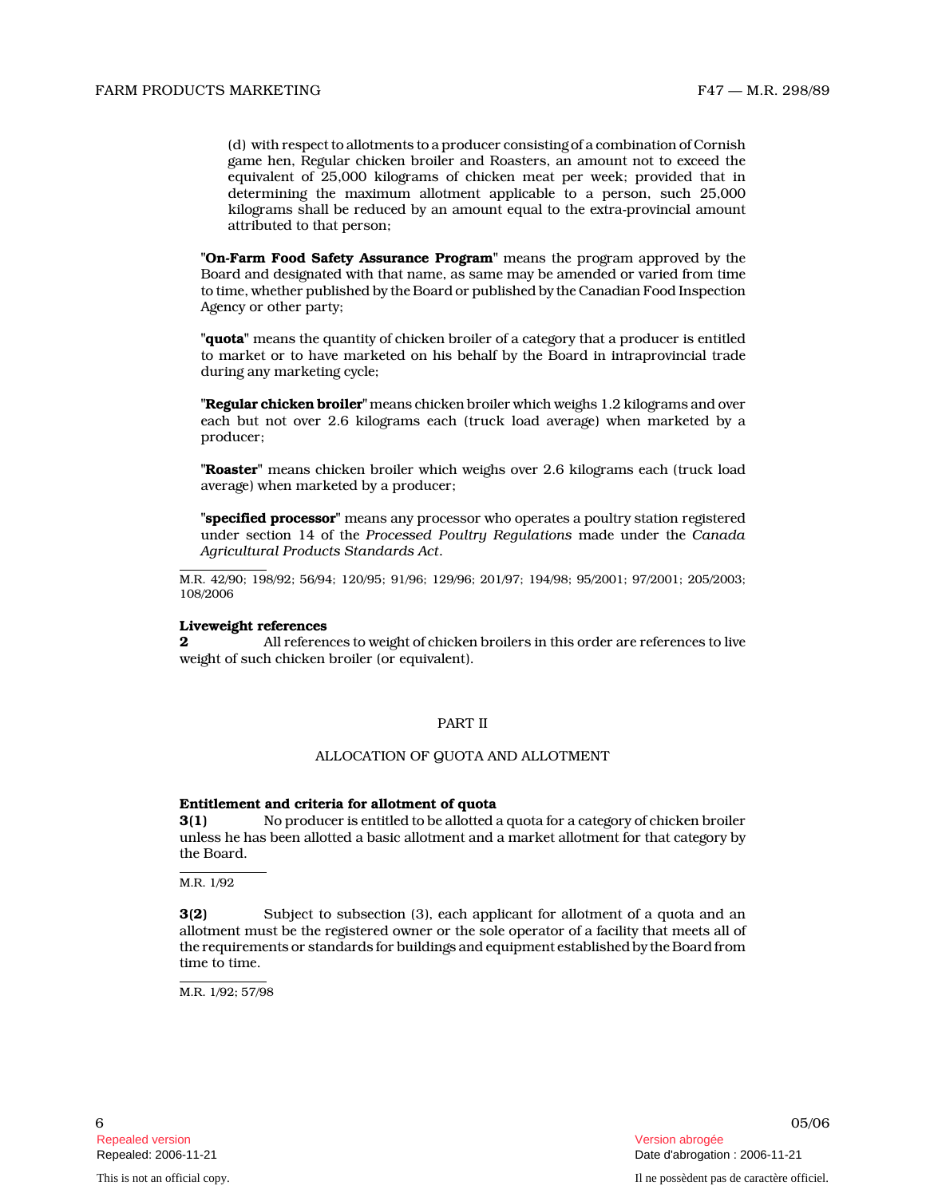(d) with respect to allotments to a producer consisting of a combination of Cornish game hen, Regular chicken broiler and Roasters, an amount not to exceed the equivalent of 25,000 kilograms of chicken meat per week; provided that in determining the maximum allotment applicable to a person, such 25,000 kilograms shall be reduced by an amount equal to the extra-provincial amount attributed to that person;

"**On-Farm Food Safety Assurance Program**" means the program approved by the Board and designated with that name, as same may be amended or varied from time to time, whether published by the Board or published by the Canadian Food Inspection Agency or other party;

"**quota**" means the quantity of chicken broiler of a category that a producer is entitled to market or to have marketed on his behalf by the Board in intraprovincial trade during any marketing cycle;

"**Regular chicken broiler**" means chicken broiler which weighs 1.2 kilograms and over each but not over 2.6 kilograms each (truck load average) when marketed by a producer;

"**Roaster**" means chicken broiler which weighs over 2.6 kilograms each (truck load average) when marketed by a producer;

"**specified processor**" means any processor who operates a poultry station registered under section 14 of the *Processed Poultry Regulations* made under the *Canada Agricultural Products Standards Act*.

M.R. 42/90; 198/92; 56/94; 120/95; 91/96; 129/96; 201/97; 194/98; 95/2001; 97/2001; 205/2003; 108/2006

**Liveweight references**

**2** All references to weight of chicken broilers in this order are references to live weight of such chicken broiler (or equivalent).

## PART II

## ALLOCATION OF QUOTA AND ALLOTMENT

**Entitlement and criteria for allotment of quota**

**3(1)** No producer is entitled to be allotted a quota for a category of chicken broiler unless he has been allotted a basic allotment and a market allotment for that category by the Board.

M.R. 1/92

**3(2)** Subject to subsection (3), each applicant for allotment of a quota and an allotment must be the registered owner or the sole operator of a facility that meets all of the requirements or standards for buildings and equipment established by the Board from time to time.

M.R. 1/92; 57/98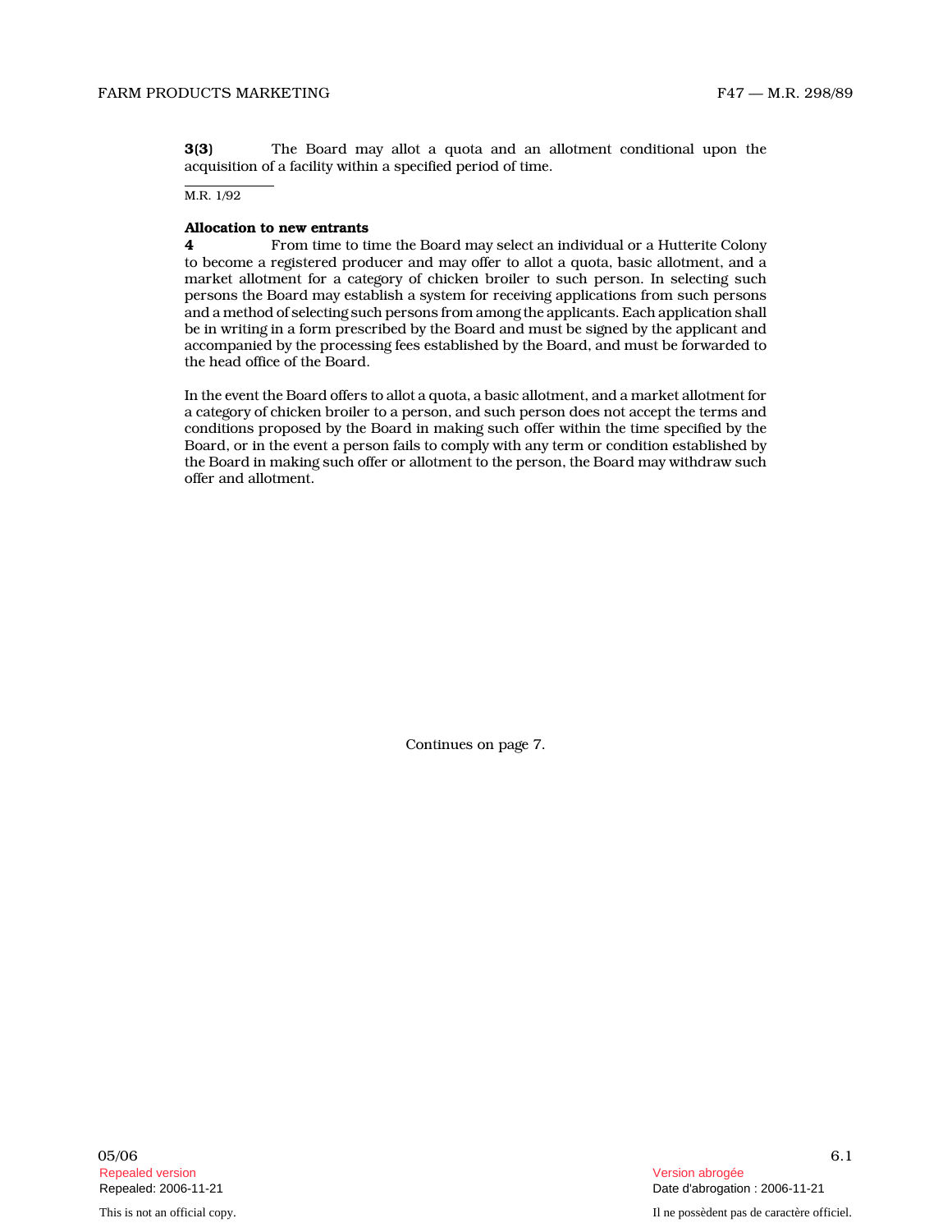**3(3)** The Board may allot a quota and an allotment conditional upon the acquisition of a facility within a specified period of time.

M.R. 1/92

**Allocation to new entrants**

**4** From time to time the Board may select an individual or a Hutterite Colony to become a registered producer and may offer to allot a quota, basic allotment, and a market allotment for a category of chicken broiler to such person. In selecting such persons the Board may establish a system for receiving applications from such persons and a method of selecting such persons from among the applicants. Each application shall be in writing in a form prescribed by the Board and must be signed by the applicant and accompanied by the processing fees established by the Board, and must be forwarded to the head office of the Board.

In the event the Board offers to allot a quota, a basic allotment, and a market allotment for a category of chicken broiler to a person, and such person does not accept the terms and conditions proposed by the Board in making such offer within the time specified by the Board, or in the event a person fails to comply with any term or condition established by the Board in making such offer or allotment to the person, the Board may withdraw such offer and allotment.

Continues on page 7.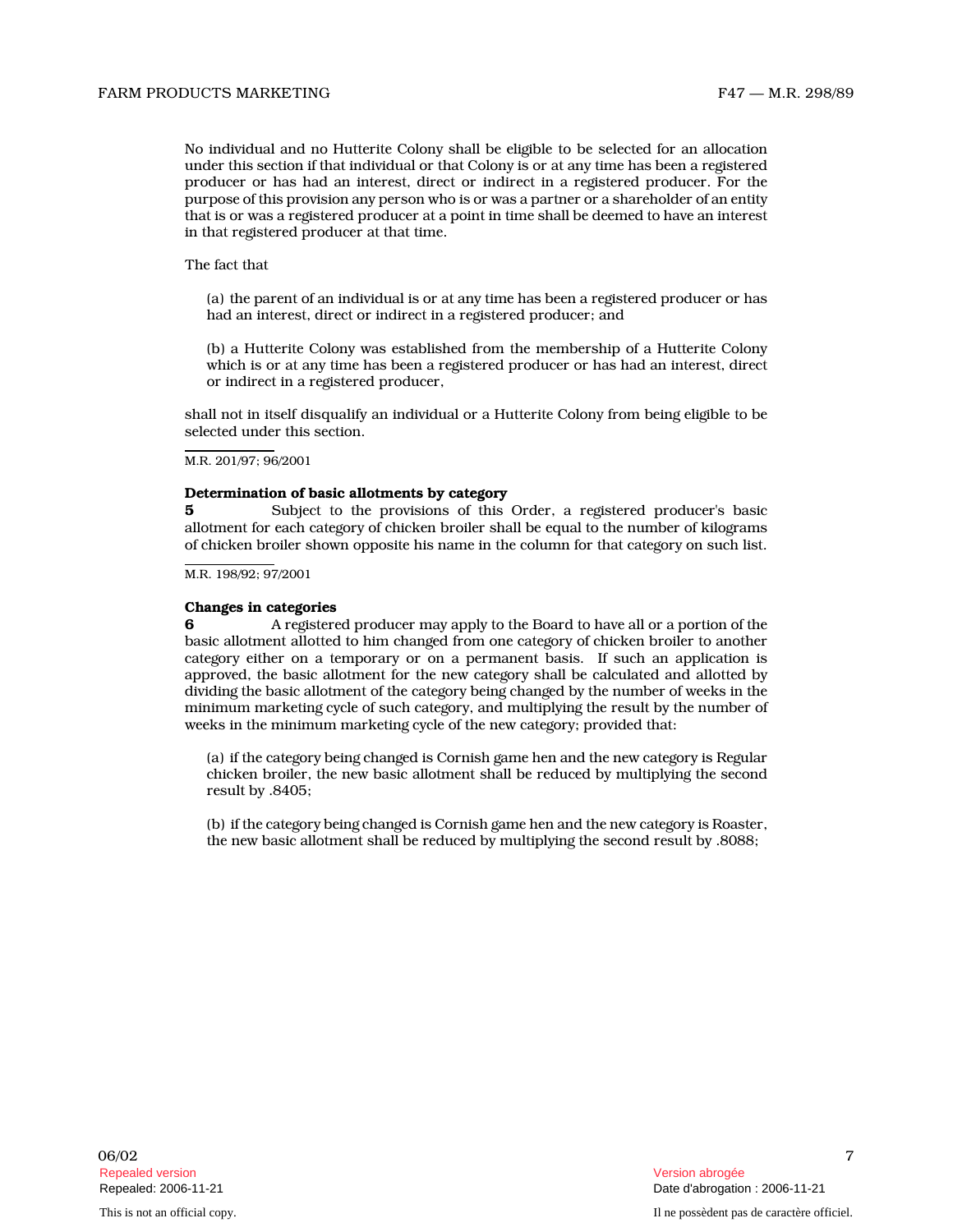No individual and no Hutterite Colony shall be eligible to be selected for an allocation under this section if that individual or that Colony is or at any time has been a registered producer or has had an interest, direct or indirect in a registered producer. For the purpose of this provision any person who is or was a partner or a shareholder of an entity that is or was a registered producer at a point in time shall be deemed to have an interest in that registered producer at that time.

The fact that

(a) the parent of an individual is or at any time has been a registered producer or has had an interest, direct or indirect in a registered producer; and

(b) a Hutterite Colony was established from the membership of a Hutterite Colony which is or at any time has been a registered producer or has had an interest, direct or indirect in a registered producer,

shall not in itself disqualify an individual or a Hutterite Colony from being eligible to be selected under this section.

M.R. 201/97; 96/2001

**Determination of basic allotments by category**

**5** Subject to the provisions of this Order, a registered producer's basic allotment for each category of chicken broiler shall be equal to the number of kilograms of chicken broiler shown opposite his name in the column for that category on such list.

M.R. 198/92; 97/2001

**Changes in categories**

**6** A registered producer may apply to the Board to have all or a portion of the basic allotment allotted to him changed from one category of chicken broiler to another category either on a temporary or on a permanent basis. If such an application is approved, the basic allotment for the new category shall be calculated and allotted by dividing the basic allotment of the category being changed by the number of weeks in the minimum marketing cycle of such category, and multiplying the result by the number of weeks in the minimum marketing cycle of the new category; provided that:

(a) if the category being changed is Cornish game hen and the new category is Regular chicken broiler, the new basic allotment shall be reduced by multiplying the second result by .8405;

(b) if the category being changed is Cornish game hen and the new category is Roaster, the new basic allotment shall be reduced by multiplying the second result by .8088;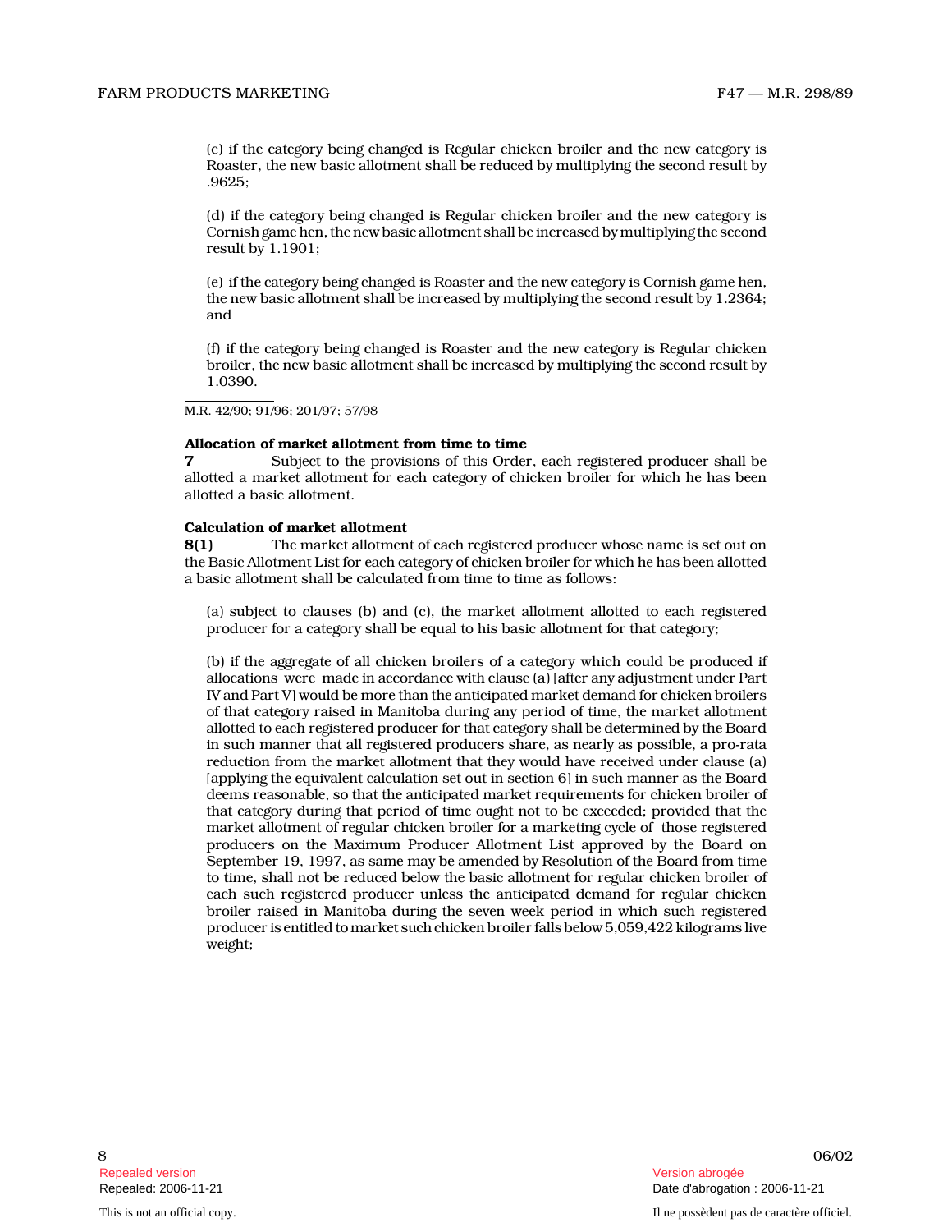(c) if the category being changed is Regular chicken broiler and the new category is Roaster, the new basic allotment shall be reduced by multiplying the second result by .9625;

(d) if the category being changed is Regular chicken broiler and the new category is Cornish game hen, the new basic allotment shall be increased by multiplying the second result by 1.1901;

(e) if the category being changed is Roaster and the new category is Cornish game hen, the new basic allotment shall be increased by multiplying the second result by 1.2364; and

(f) if the category being changed is Roaster and the new category is Regular chicken broiler, the new basic allotment shall be increased by multiplying the second result by 1.0390.

M.R. 42/90; 91/96; 201/97; 57/98

**Allocation of market allotment from time to time**

**7** Subject to the provisions of this Order, each registered producer shall be allotted a market allotment for each category of chicken broiler for which he has been allotted a basic allotment.

**Calculation of market allotment**

**8(1)** The market allotment of each registered producer whose name is set out on the Basic Allotment List for each category of chicken broiler for which he has been allotted a basic allotment shall be calculated from time to time as follows:

(a) subject to clauses (b) and (c), the market allotment allotted to each registered producer for a category shall be equal to his basic allotment for that category;

(b) if the aggregate of all chicken broilers of a category which could be produced if allocations were made in accordance with clause (a) [after any adjustment under Part IV and Part V] would be more than the anticipated market demand for chicken broilers of that category raised in Manitoba during any period of time, the market allotment allotted to each registered producer for that category shall be determined by the Board in such manner that all registered producers share, as nearly as possible, a pro-rata reduction from the market allotment that they would have received under clause (a) [applying the equivalent calculation set out in section 6] in such manner as the Board deems reasonable, so that the anticipated market requirements for chicken broiler of that category during that period of time ought not to be exceeded; provided that the market allotment of regular chicken broiler for a marketing cycle of those registered producers on the Maximum Producer Allotment List approved by the Board on September 19, 1997, as same may be amended by Resolution of the Board from time to time, shall not be reduced below the basic allotment for regular chicken broiler of each such registered producer unless the anticipated demand for regular chicken broiler raised in Manitoba during the seven week period in which such registered producer is entitled to market such chicken broiler falls below 5,059,422 kilograms live weight;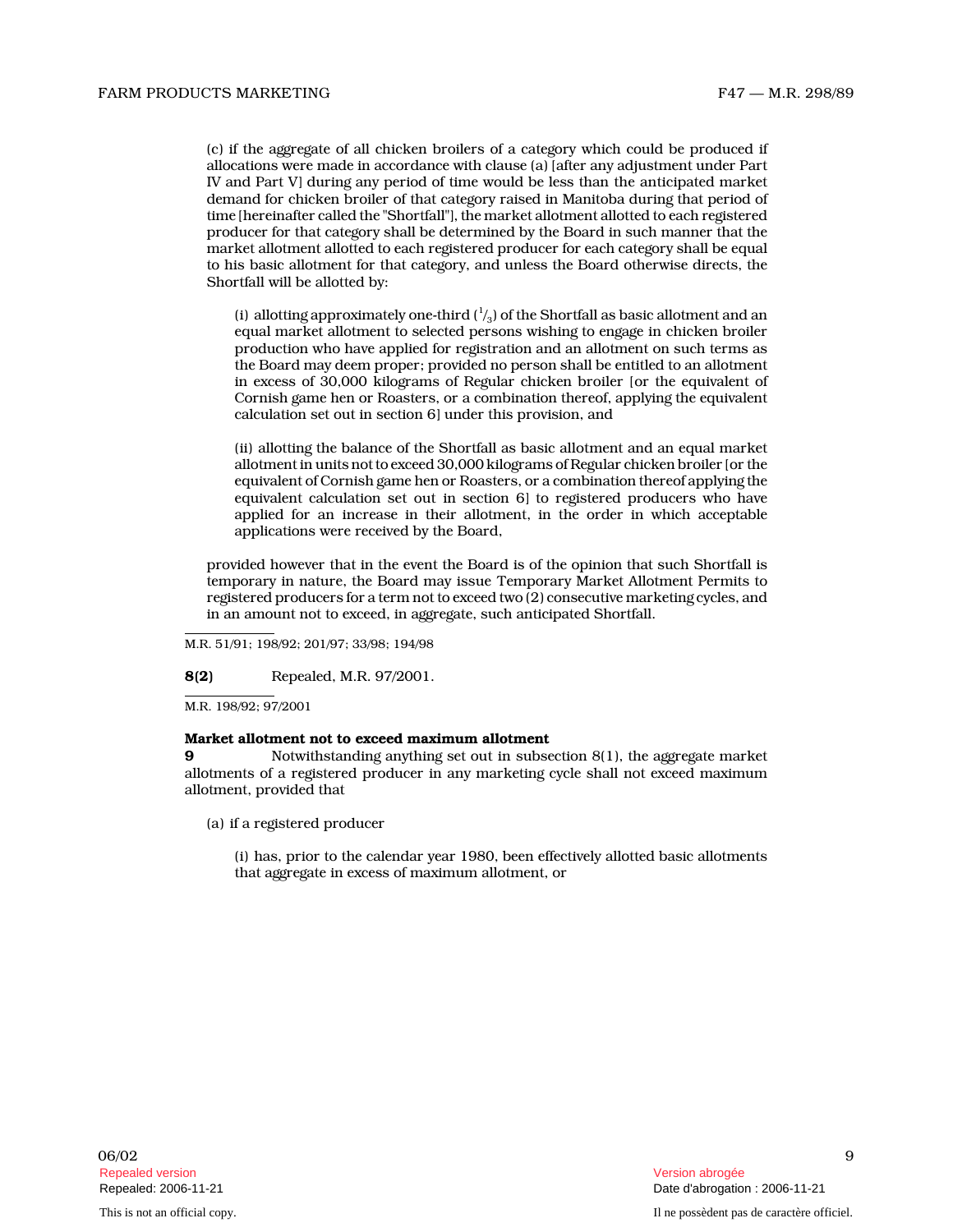(c) if the aggregate of all chicken broilers of a category which could be produced if allocations were made in accordance with clause (a) [after any adjustment under Part IV and Part V] during any period of time would be less than the anticipated market demand for chicken broiler of that category raised in Manitoba during that period of time [hereinafter called the "Shortfall"], the market allotment allotted to each registered producer for that category shall be determined by the Board in such manner that the market allotment allotted to each registered producer for each category shall be equal to his basic allotment for that category, and unless the Board otherwise directs, the Shortfall will be allotted by:

(i) allotting approximately one-third ($^1/_3$) of the Shortfall as basic allotment and an equal market allotment to selected persons wishing to engage in chicken broiler production who have applied for registration and an allotment on such terms as the Board may deem proper; provided no person shall be entitled to an allotment in excess of 30,000 kilograms of Regular chicken broiler [or the equivalent of Cornish game hen or Roasters, or a combination thereof, applying the equivalent calculation set out in section 6] under this provision, and

(ii) allotting the balance of the Shortfall as basic allotment and an equal market allotment in units not to exceed 30,000 kilograms of Regular chicken broiler [or the equivalent of Cornish game hen or Roasters, or a combination thereof applying the equivalent calculation set out in section 6] to registered producers who have applied for an increase in their allotment, in the order in which acceptable applications were received by the Board,

provided however that in the event the Board is of the opinion that such Shortfall is temporary in nature, the Board may issue Temporary Market Allotment Permits to registered producers for a term not to exceed two (2) consecutive marketing cycles, and in an amount not to exceed, in aggregate, such anticipated Shortfall.

M.R. 51/91; 198/92; 201/97; 33/98; 194/98

**8(2)** Repealed, M.R. 97/2001.

M.R. 198/92; 97/2001

**Market allotment not to exceed maximum allotment**

**9** Notwithstanding anything set out in subsection 8(1), the aggregate market allotments of a registered producer in any marketing cycle shall not exceed maximum allotment, provided that

(a) if a registered producer

(i) has, prior to the calendar year 1980, been effectively allotted basic allotments that aggregate in excess of maximum allotment, or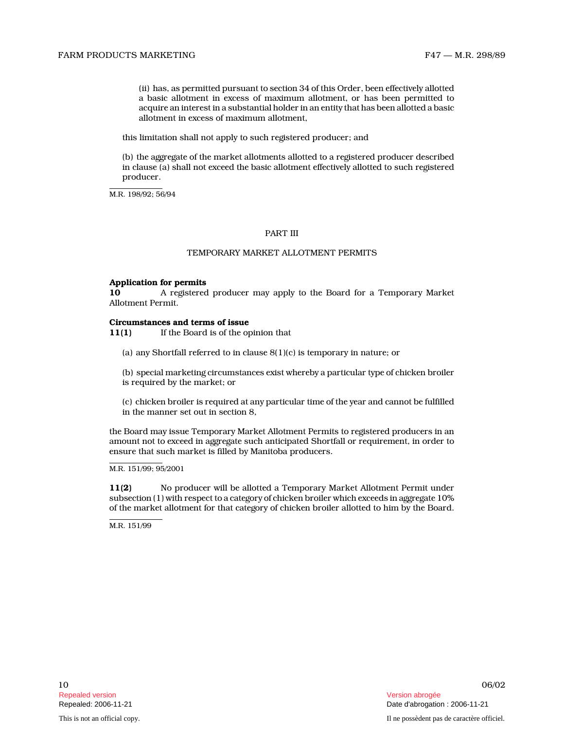(ii) has, as permitted pursuant to section 34 of this Order, been effectively allotted a basic allotment in excess of maximum allotment, or has been permitted to acquire an interest in a substantial holder in an entity that has been allotted a basic allotment in excess of maximum allotment,

this limitation shall not apply to such registered producer; and

(b) the aggregate of the market allotments allotted to a registered producer described in clause (a) shall not exceed the basic allotment effectively allotted to such registered producer.

M.R. 198/92; 56/94

## PART III

## TEMPORARY MARKET ALLOTMENT PERMITS

**Application for permits**

**10** A registered producer may apply to the Board for a Temporary Market Allotment Permit.

**Circumstances and terms of issue**

**11(1)** If the Board is of the opinion that

(a) any Shortfall referred to in clause 8(1)(c) is temporary in nature; or

(b) special marketing circumstances exist whereby a particular type of chicken broiler is required by the market; or

(c) chicken broiler is required at any particular time of the year and cannot be fulfilled in the manner set out in section 8,

the Board may issue Temporary Market Allotment Permits to registered producers in an amount not to exceed in aggregate such anticipated Shortfall or requirement, in order to ensure that such market is filled by Manitoba producers.

M.R. 151/99; 95/2001

**11(2)** No producer will be allotted a Temporary Market Allotment Permit under subsection (1) with respect to a category of chicken broiler which exceeds in aggregate 10% of the market allotment for that category of chicken broiler allotted to him by the Board.

M.R. 151/99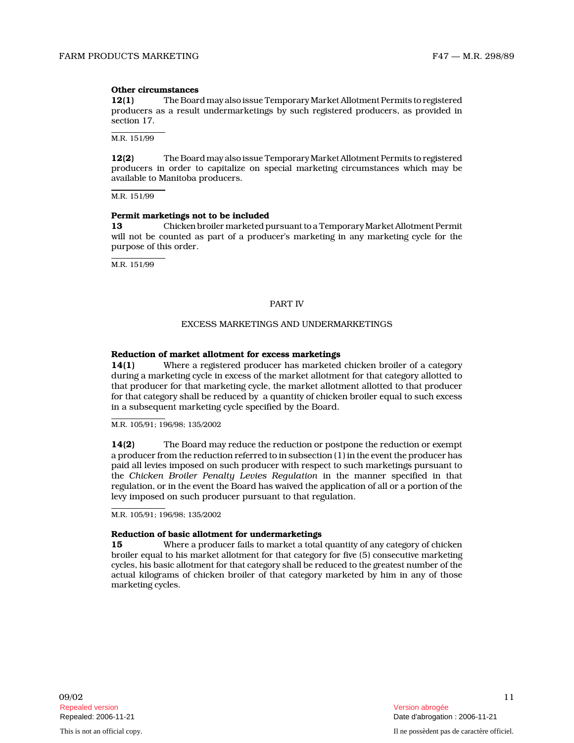**Other circumstances**

**12(1)** The Board may also issue Temporary Market Allotment Permits to registered producers as a result undermarketings by such registered producers, as provided in section 17.

M.R. 151/99

**12(2)** The Board may also issue Temporary Market Allotment Permits to registered producers in order to capitalize on special marketing circumstances which may be available to Manitoba producers.

M.R. 151/99

**Permit marketings not to be included**

**13** Chicken broiler marketed pursuant to a Temporary Market Allotment Permit will not be counted as part of a producer's marketing in any marketing cycle for the purpose of this order.

M.R. 151/99

## PART IV

## EXCESS MARKETINGS AND UNDERMARKETINGS

**Reduction of market allotment for excess marketings**

**14(1)** Where a registered producer has marketed chicken broiler of a category during a marketing cycle in excess of the market allotment for that category allotted to that producer for that marketing cycle, the market allotment allotted to that producer for that category shall be reduced by a quantity of chicken broiler equal to such excess in a subsequent marketing cycle specified by the Board.

M.R. 105/91; 196/98; 135/2002

**14(2)** The Board may reduce the reduction or postpone the reduction or exempt a producer from the reduction referred to in subsection (1) in the event the producer has paid all levies imposed on such producer with respect to such marketings pursuant to the *Chicken Broiler Penalty Levies Regulation* in the manner specified in that regulation, or in the event the Board has waived the application of all or a portion of the levy imposed on such producer pursuant to that regulation.

M.R. 105/91; 196/98; 135/2002

**Reduction of basic allotment for undermarketings**

**15** Where a producer fails to market a total quantity of any category of chicken broiler equal to his market allotment for that category for five (5) consecutive marketing cycles, his basic allotment for that category shall be reduced to the greatest number of the actual kilograms of chicken broiler of that category marketed by him in any of those marketing cycles.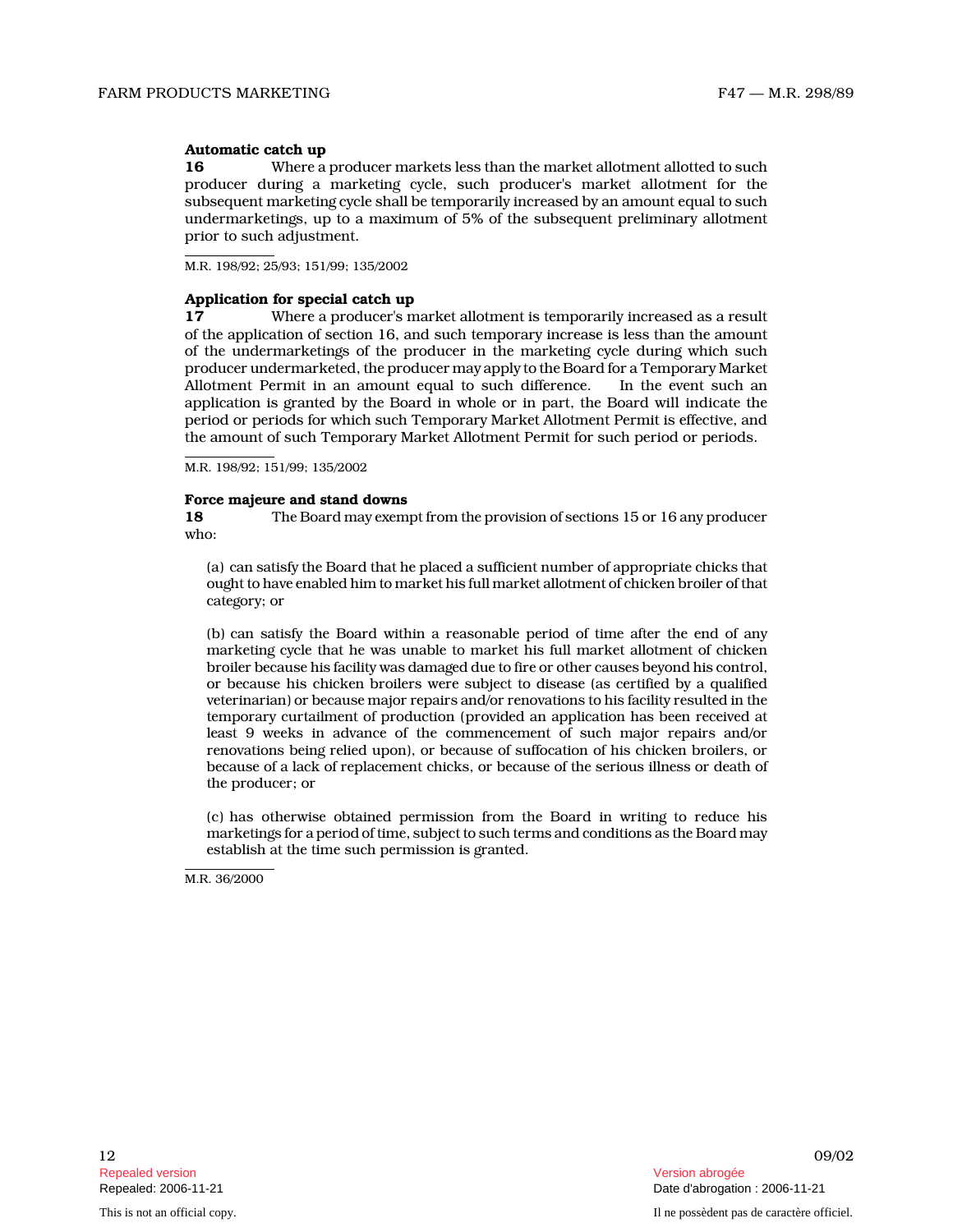**Automatic catch up**

**16** Where a producer markets less than the market allotment allotted to such producer during a marketing cycle, such producer's market allotment for the subsequent marketing cycle shall be temporarily increased by an amount equal to such undermarketings, up to a maximum of 5% of the subsequent preliminary allotment prior to such adjustment.

M.R. 198/92; 25/93; 151/99; 135/2002

**Application for special catch up**

**17** Where a producer's market allotment is temporarily increased as a result of the application of section 16, and such temporary increase is less than the amount of the undermarketings of the producer in the marketing cycle during which such producer undermarketed, the producer may apply to the Board for a Temporary Market Allotment Permit in an amount equal to such difference. In the event such an application is granted by the Board in whole or in part, the Board will indicate the period or periods for which such Temporary Market Allotment Permit is effective, and the amount of such Temporary Market Allotment Permit for such period or periods.

M.R. 198/92; 151/99; 135/2002

**Force majeure and stand downs**

**18** The Board may exempt from the provision of sections 15 or 16 any producer who:

(a) can satisfy the Board that he placed a sufficient number of appropriate chicks that ought to have enabled him to market his full market allotment of chicken broiler of that category; or

(b) can satisfy the Board within a reasonable period of time after the end of any marketing cycle that he was unable to market his full market allotment of chicken broiler because his facility was damaged due to fire or other causes beyond his control, or because his chicken broilers were subject to disease (as certified by a qualified veterinarian) or because major repairs and/or renovations to his facility resulted in the temporary curtailment of production (provided an application has been received at least 9 weeks in advance of the commencement of such major repairs and/or renovations being relied upon), or because of suffocation of his chicken broilers, or because of a lack of replacement chicks, or because of the serious illness or death of the producer; or

(c) has otherwise obtained permission from the Board in writing to reduce his marketings for a period of time, subject to such terms and conditions as the Board may establish at the time such permission is granted.

M.R. 36/2000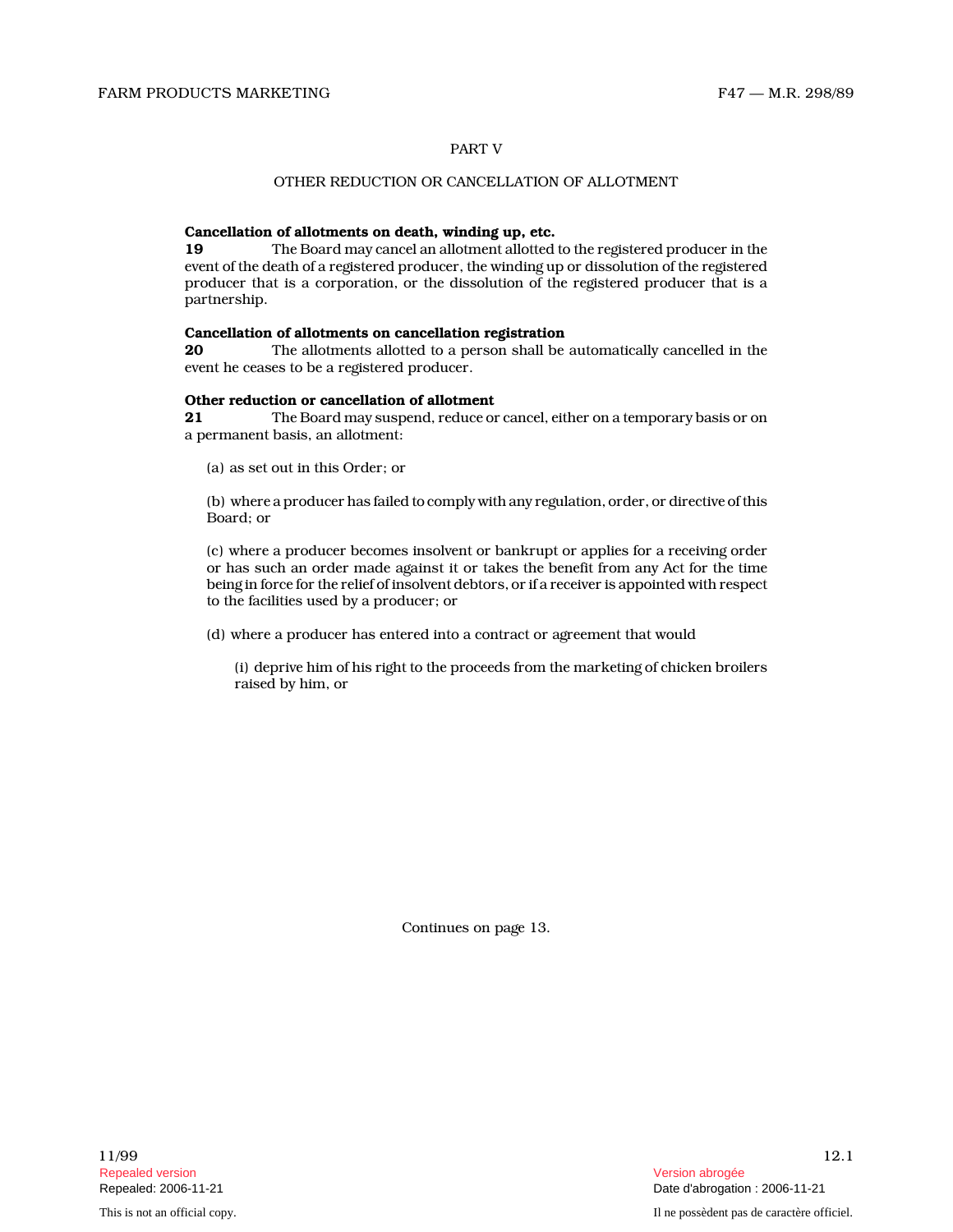## PART V

## OTHER REDUCTION OR CANCELLATION OF ALLOTMENT

**Cancellation of allotments on death, winding up, etc.**

**19** The Board may cancel an allotment allotted to the registered producer in the event of the death of a registered producer, the winding up or dissolution of the registered producer that is a corporation, or the dissolution of the registered producer that is a partnership.

**Cancellation of allotments on cancellation registration**

**20** The allotments allotted to a person shall be automatically cancelled in the event he ceases to be a registered producer.

**Other reduction or cancellation of allotment**

**21** The Board may suspend, reduce or cancel, either on a temporary basis or on a permanent basis, an allotment:

(a) as set out in this Order; or

(b) where a producer has failed to comply with any regulation, order, or directive of this Board; or

(c) where a producer becomes insolvent or bankrupt or applies for a receiving order or has such an order made against it or takes the benefit from any Act for the time being in force for the relief of insolvent debtors, or if a receiver is appointed with respect to the facilities used by a producer; or

(d) where a producer has entered into a contract or agreement that would

(i) deprive him of his right to the proceeds from the marketing of chicken broilers raised by him, or

Continues on page 13.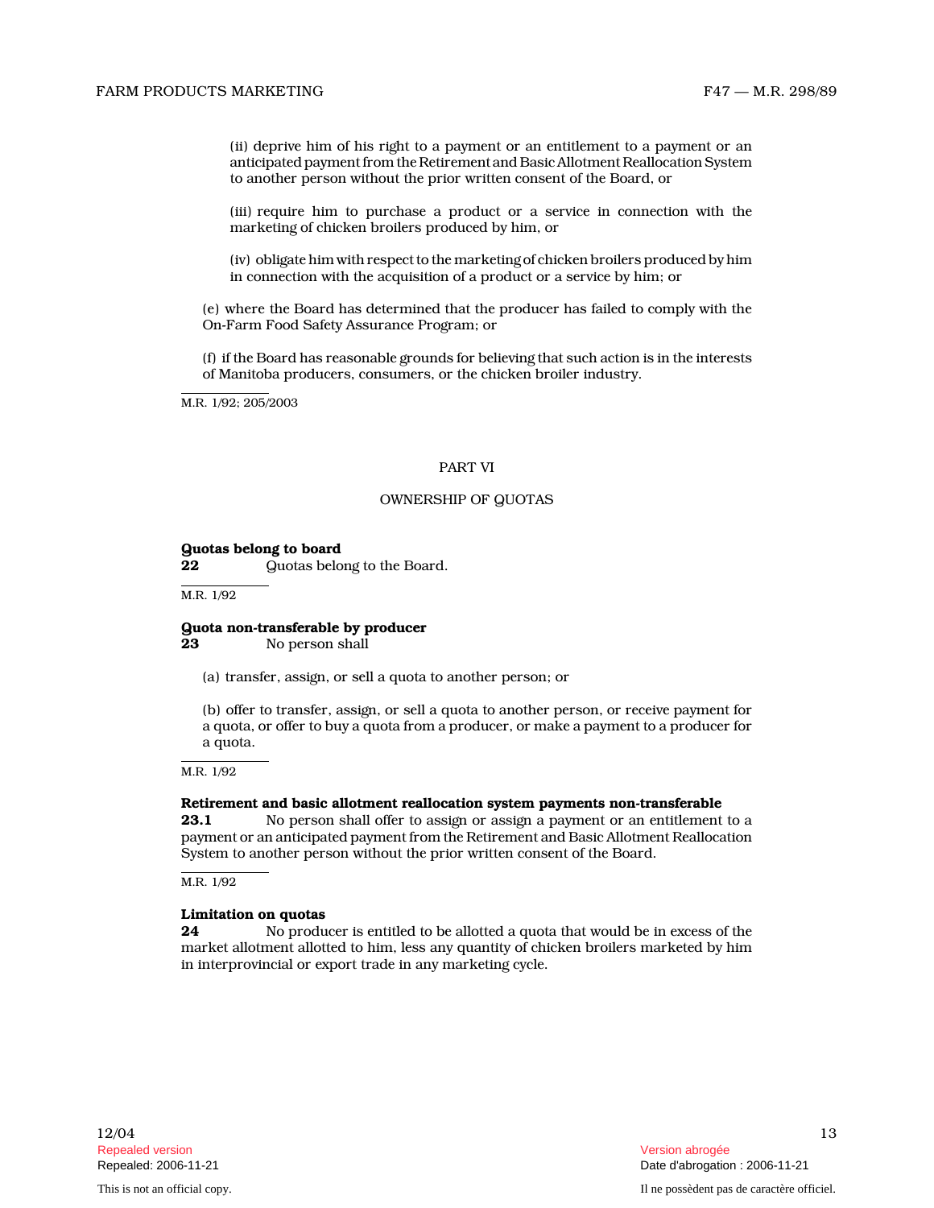(ii) deprive him of his right to a payment or an entitlement to a payment or an anticipated payment from the Retirement and Basic Allotment Reallocation System to another person without the prior written consent of the Board, or

(iii) require him to purchase a product or a service in connection with the marketing of chicken broilers produced by him, or

(iv) obligate him with respect to the marketing of chicken broilers produced by him in connection with the acquisition of a product or a service by him; or

(e) where the Board has determined that the producer has failed to comply with the On-Farm Food Safety Assurance Program; or

(f) if the Board has reasonable grounds for believing that such action is in the interests of Manitoba producers, consumers, or the chicken broiler industry.

M.R. 1/92; 205/2003

## PART VI

## OWNERSHIP OF QUOTAS

**Quotas belong to board**
**22** Quotas belong to the Board.

M.R. 1/92

**Quota non-transferable by producer**
**23** No person shall

(a) transfer, assign, or sell a quota to another person; or

(b) offer to transfer, assign, or sell a quota to another person, or receive payment for a quota, or offer to buy a quota from a producer, or make a payment to a producer for a quota.

M.R. 1/92

**Retirement and basic allotment reallocation system payments non-transferable**
**23.1** No person shall offer to assign or assign a payment or an entitlement to a payment or an anticipated payment from the Retirement and Basic Allotment Reallocation System to another person without the prior written consent of the Board.

M.R. 1/92

**Limitation on quotas**
**24** No producer is entitled to be allotted a quota that would be in excess of the market allotment allotted to him, less any quantity of chicken broilers marketed by him in interprovincial or export trade in any marketing cycle.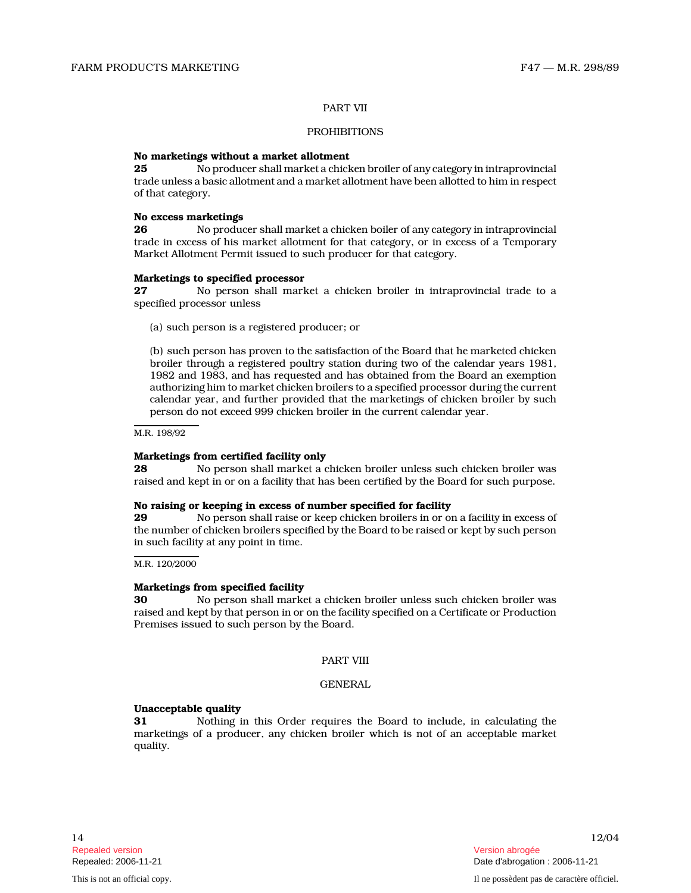## PART VII

## PROHIBITIONS

**No marketings without a market allotment**

**25** No producer shall market a chicken broiler of any category in intraprovincial trade unless a basic allotment and a market allotment have been allotted to him in respect of that category.

**No excess marketings**

**26** No producer shall market a chicken boiler of any category in intraprovincial trade in excess of his market allotment for that category, or in excess of a Temporary Market Allotment Permit issued to such producer for that category.

**Marketings to specified processor**

**27** No person shall market a chicken broiler in intraprovincial trade to a specified processor unless

(a) such person is a registered producer; or

(b) such person has proven to the satisfaction of the Board that he marketed chicken broiler through a registered poultry station during two of the calendar years 1981, 1982 and 1983, and has requested and has obtained from the Board an exemption authorizing him to market chicken broilers to a specified processor during the current calendar year, and further provided that the marketings of chicken broiler by such person do not exceed 999 chicken broiler in the current calendar year.

M.R. 198/92

**Marketings from certified facility only**

**28** No person shall market a chicken broiler unless such chicken broiler was raised and kept in or on a facility that has been certified by the Board for such purpose.

**No raising or keeping in excess of number specified for facility**

**29** No person shall raise or keep chicken broilers in or on a facility in excess of the number of chicken broilers specified by the Board to be raised or kept by such person in such facility at any point in time.

M.R. 120/2000

**Marketings from specified facility**

**30** No person shall market a chicken broiler unless such chicken broiler was raised and kept by that person in or on the facility specified on a Certificate or Production Premises issued to such person by the Board.

## PART VIII

## GENERAL

**Unacceptable quality**

**31** Nothing in this Order requires the Board to include, in calculating the marketings of a producer, any chicken broiler which is not of an acceptable market quality.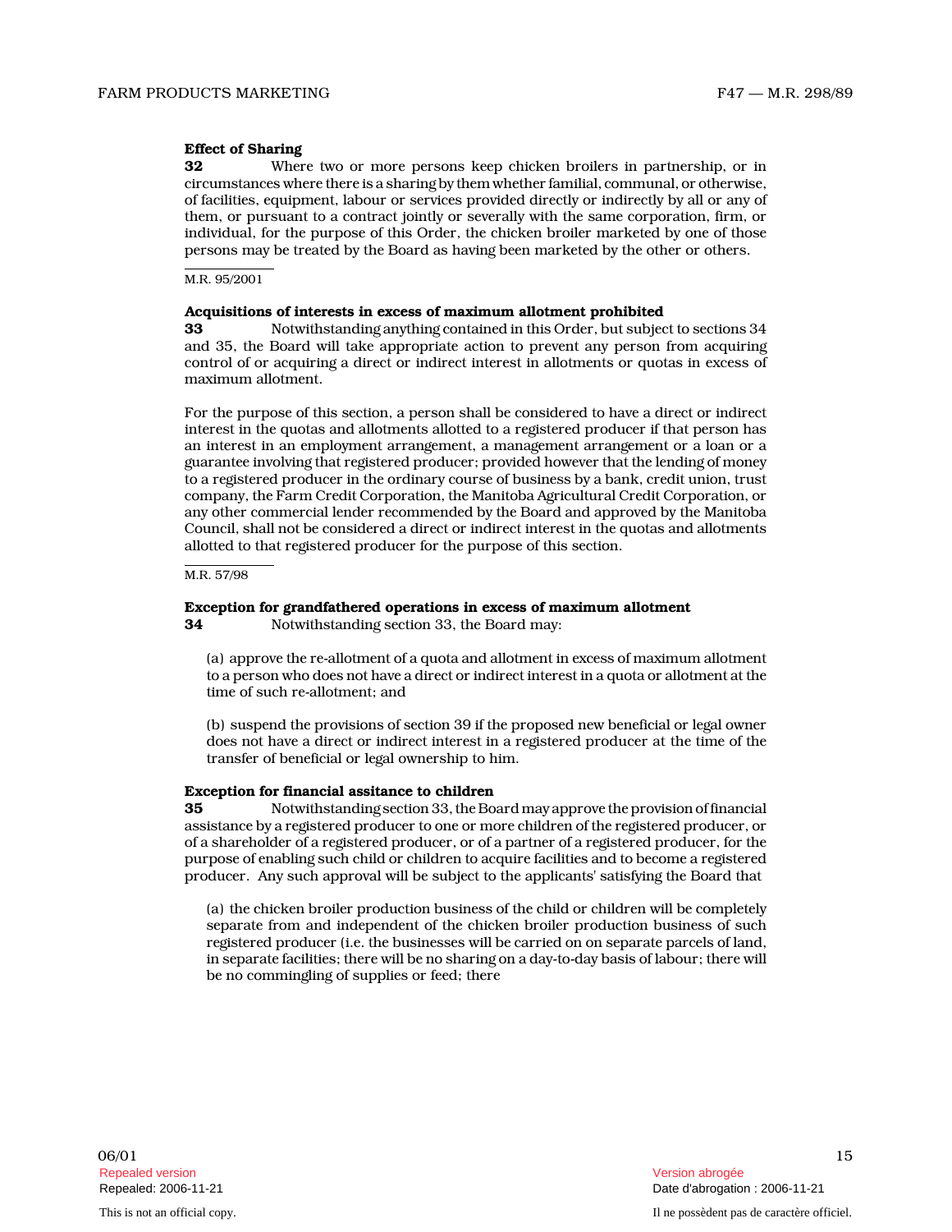**Effect of Sharing**

**32** Where two or more persons keep chicken broilers in partnership, or in circumstances where there is a sharing by them whether familial, communal, or otherwise, of facilities, equipment, labour or services provided directly or indirectly by all or any of them, or pursuant to a contract jointly or severally with the same corporation, firm, or individual, for the purpose of this Order, the chicken broiler marketed by one of those persons may be treated by the Board as having been marketed by the other or others.

M.R. 95/2001

**Acquisitions of interests in excess of maximum allotment prohibited**

**33** Notwithstanding anything contained in this Order, but subject to sections 34 and 35, the Board will take appropriate action to prevent any person from acquiring control of or acquiring a direct or indirect interest in allotments or quotas in excess of maximum allotment.

For the purpose of this section, a person shall be considered to have a direct or indirect interest in the quotas and allotments allotted to a registered producer if that person has an interest in an employment arrangement, a management arrangement or a loan or a guarantee involving that registered producer; provided however that the lending of money to a registered producer in the ordinary course of business by a bank, credit union, trust company, the Farm Credit Corporation, the Manitoba Agricultural Credit Corporation, or any other commercial lender recommended by the Board and approved by the Manitoba Council, shall not be considered a direct or indirect interest in the quotas and allotments allotted to that registered producer for the purpose of this section.

M.R. 57/98

**Exception for grandfathered operations in excess of maximum allotment**

**34** Notwithstanding section 33, the Board may:

(a) approve the re-allotment of a quota and allotment in excess of maximum allotment to a person who does not have a direct or indirect interest in a quota or allotment at the time of such re-allotment; and

(b) suspend the provisions of section 39 if the proposed new beneficial or legal owner does not have a direct or indirect interest in a registered producer at the time of the transfer of beneficial or legal ownership to him.

**Exception for financial assitance to children**

**35** Notwithstanding section 33, the Board may approve the provision of financial assistance by a registered producer to one or more children of the registered producer, or of a shareholder of a registered producer, or of a partner of a registered producer, for the purpose of enabling such child or children to acquire facilities and to become a registered producer. Any such approval will be subject to the applicants' satisfying the Board that

(a) the chicken broiler production business of the child or children will be completely separate from and independent of the chicken broiler production business of such registered producer (i.e. the businesses will be carried on on separate parcels of land, in separate facilities; there will be no sharing on a day-to-day basis of labour; there will be no commingling of supplies or feed; there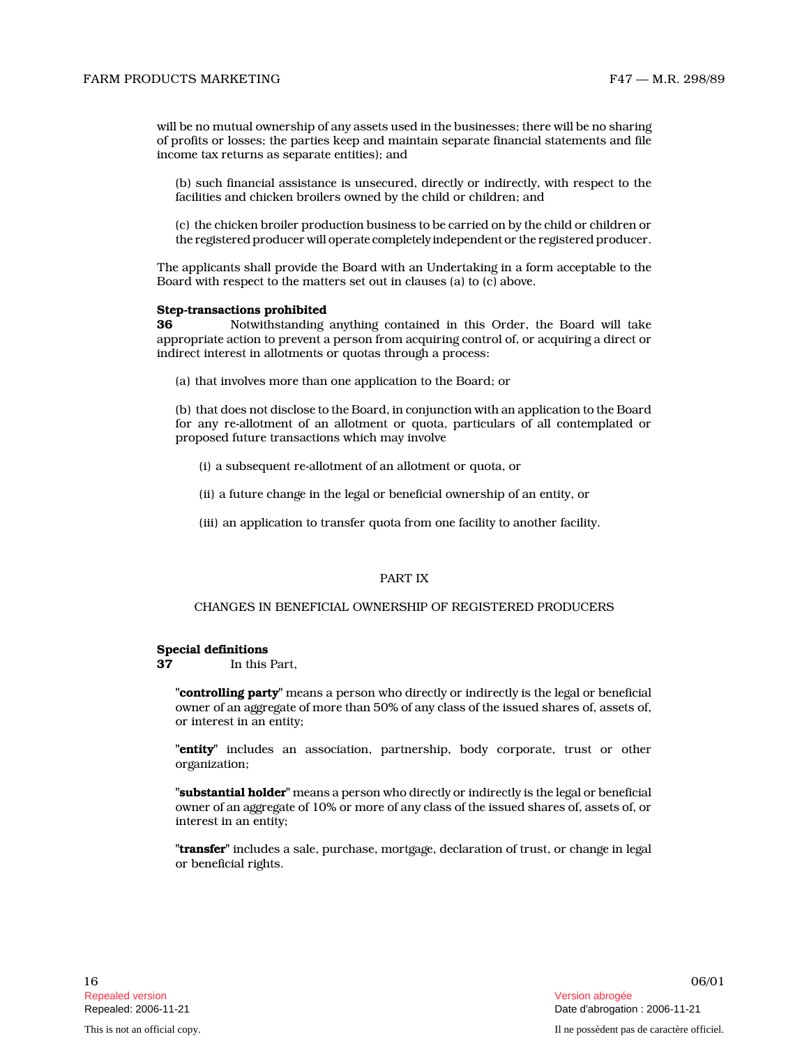will be no mutual ownership of any assets used in the businesses; there will be no sharing of profits or losses; the parties keep and maintain separate financial statements and file income tax returns as separate entities); and

(b) such financial assistance is unsecured, directly or indirectly, with respect to the facilities and chicken broilers owned by the child or children; and

(c) the chicken broiler production business to be carried on by the child or children or the registered producer will operate completely independent or the registered producer.

The applicants shall provide the Board with an Undertaking in a form acceptable to the Board with respect to the matters set out in clauses (a) to (c) above.

**Step-transactions prohibited**

**36** Notwithstanding anything contained in this Order, the Board will take appropriate action to prevent a person from acquiring control of, or acquiring a direct or indirect interest in allotments or quotas through a process:

(a) that involves more than one application to the Board; or

(b) that does not disclose to the Board, in conjunction with an application to the Board for any re-allotment of an allotment or quota, particulars of all contemplated or proposed future transactions which may involve

(i) a subsequent re-allotment of an allotment or quota, or

(ii) a future change in the legal or beneficial ownership of an entity, or

(iii) an application to transfer quota from one facility to another facility.

## PART IX

## CHANGES IN BENEFICIAL OWNERSHIP OF REGISTERED PRODUCERS

**Special definitions**

**37** In this Part,

"**controlling party**" means a person who directly or indirectly is the legal or beneficial owner of an aggregate of more than 50% of any class of the issued shares of, assets of, or interest in an entity;

"**entity**" includes an association, partnership, body corporate, trust or other organization;

"**substantial holder**" means a person who directly or indirectly is the legal or beneficial owner of an aggregate of 10% or more of any class of the issued shares of, assets of, or interest in an entity;

"**transfer**" includes a sale, purchase, mortgage, declaration of trust, or change in legal or beneficial rights.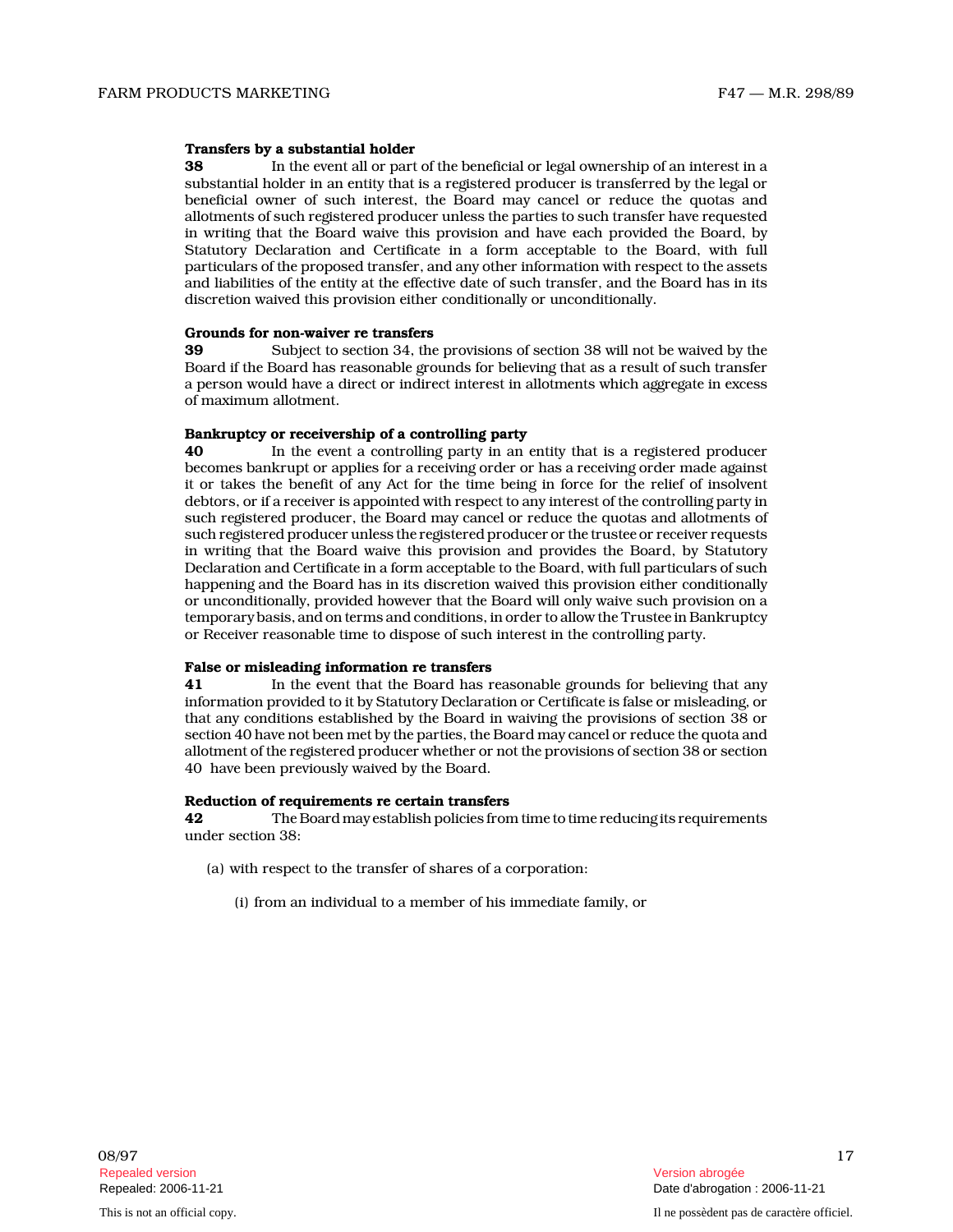**Transfers by a substantial holder**

**38** In the event all or part of the beneficial or legal ownership of an interest in a substantial holder in an entity that is a registered producer is transferred by the legal or beneficial owner of such interest, the Board may cancel or reduce the quotas and allotments of such registered producer unless the parties to such transfer have requested in writing that the Board waive this provision and have each provided the Board, by Statutory Declaration and Certificate in a form acceptable to the Board, with full particulars of the proposed transfer, and any other information with respect to the assets and liabilities of the entity at the effective date of such transfer, and the Board has in its discretion waived this provision either conditionally or unconditionally.

**Grounds for non-waiver re transfers**

**39** Subject to section 34, the provisions of section 38 will not be waived by the Board if the Board has reasonable grounds for believing that as a result of such transfer a person would have a direct or indirect interest in allotments which aggregate in excess of maximum allotment.

**Bankruptcy or receivership of a controlling party**

**40** In the event a controlling party in an entity that is a registered producer becomes bankrupt or applies for a receiving order or has a receiving order made against it or takes the benefit of any Act for the time being in force for the relief of insolvent debtors, or if a receiver is appointed with respect to any interest of the controlling party in such registered producer, the Board may cancel or reduce the quotas and allotments of such registered producer unless the registered producer or the trustee or receiver requests in writing that the Board waive this provision and provides the Board, by Statutory Declaration and Certificate in a form acceptable to the Board, with full particulars of such happening and the Board has in its discretion waived this provision either conditionally or unconditionally, provided however that the Board will only waive such provision on a temporary basis, and on terms and conditions, in order to allow the Trustee in Bankruptcy or Receiver reasonable time to dispose of such interest in the controlling party.

**False or misleading information re transfers**

**41** In the event that the Board has reasonable grounds for believing that any information provided to it by Statutory Declaration or Certificate is false or misleading, or that any conditions established by the Board in waiving the provisions of section 38 or section 40 have not been met by the parties, the Board may cancel or reduce the quota and allotment of the registered producer whether or not the provisions of section 38 or section 40 have been previously waived by the Board.

**Reduction of requirements re certain transfers**

**42** The Board may establish policies from time to time reducing its requirements under section 38:

(a) with respect to the transfer of shares of a corporation:

(i) from an individual to a member of his immediate family, or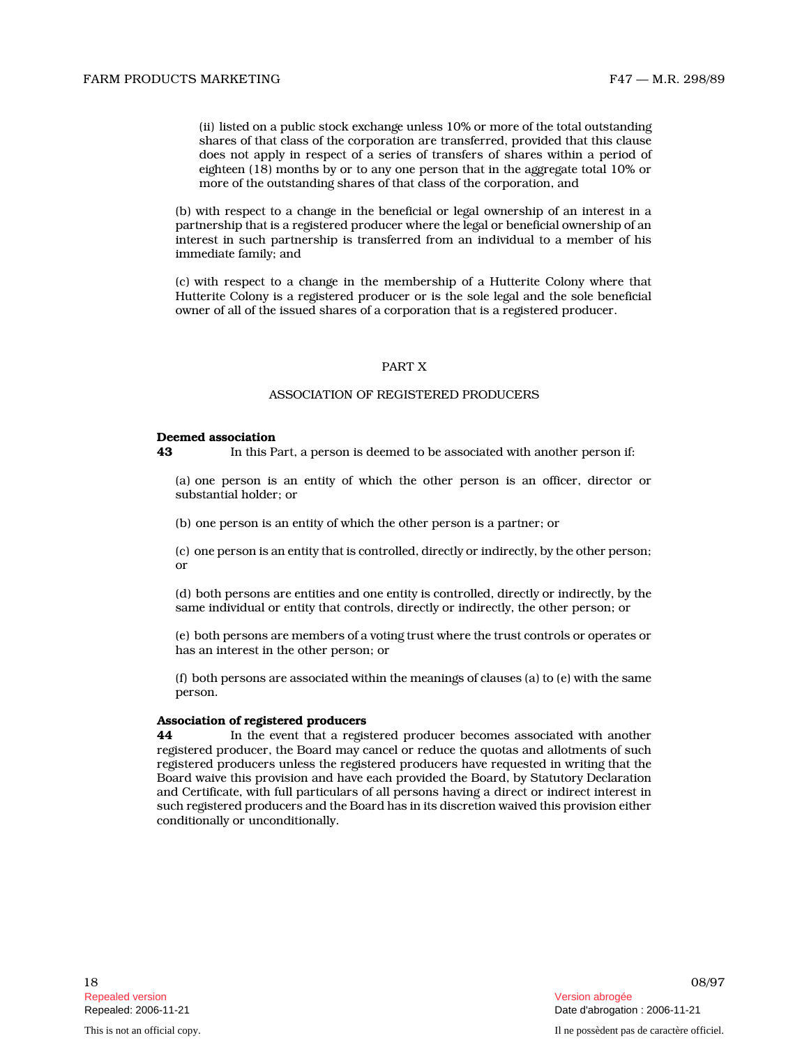(ii) listed on a public stock exchange unless 10% or more of the total outstanding shares of that class of the corporation are transferred, provided that this clause does not apply in respect of a series of transfers of shares within a period of eighteen (18) months by or to any one person that in the aggregate total 10% or more of the outstanding shares of that class of the corporation, and

(b) with respect to a change in the beneficial or legal ownership of an interest in a partnership that is a registered producer where the legal or beneficial ownership of an interest in such partnership is transferred from an individual to a member of his immediate family; and

(c) with respect to a change in the membership of a Hutterite Colony where that Hutterite Colony is a registered producer or is the sole legal and the sole beneficial owner of all of the issued shares of a corporation that is a registered producer.

## PART X

## ASSOCIATION OF REGISTERED PRODUCERS

**Deemed association**

**43** In this Part, a person is deemed to be associated with another person if:

(a) one person is an entity of which the other person is an officer, director or substantial holder; or

(b) one person is an entity of which the other person is a partner; or

(c) one person is an entity that is controlled, directly or indirectly, by the other person; or

(d) both persons are entities and one entity is controlled, directly or indirectly, by the same individual or entity that controls, directly or indirectly, the other person; or

(e) both persons are members of a voting trust where the trust controls or operates or has an interest in the other person; or

(f) both persons are associated within the meanings of clauses (a) to (e) with the same person.

**Association of registered producers**

**44** In the event that a registered producer becomes associated with another registered producer, the Board may cancel or reduce the quotas and allotments of such registered producers unless the registered producers have requested in writing that the Board waive this provision and have each provided the Board, by Statutory Declaration and Certificate, with full particulars of all persons having a direct or indirect interest in such registered producers and the Board has in its discretion waived this provision either conditionally or unconditionally.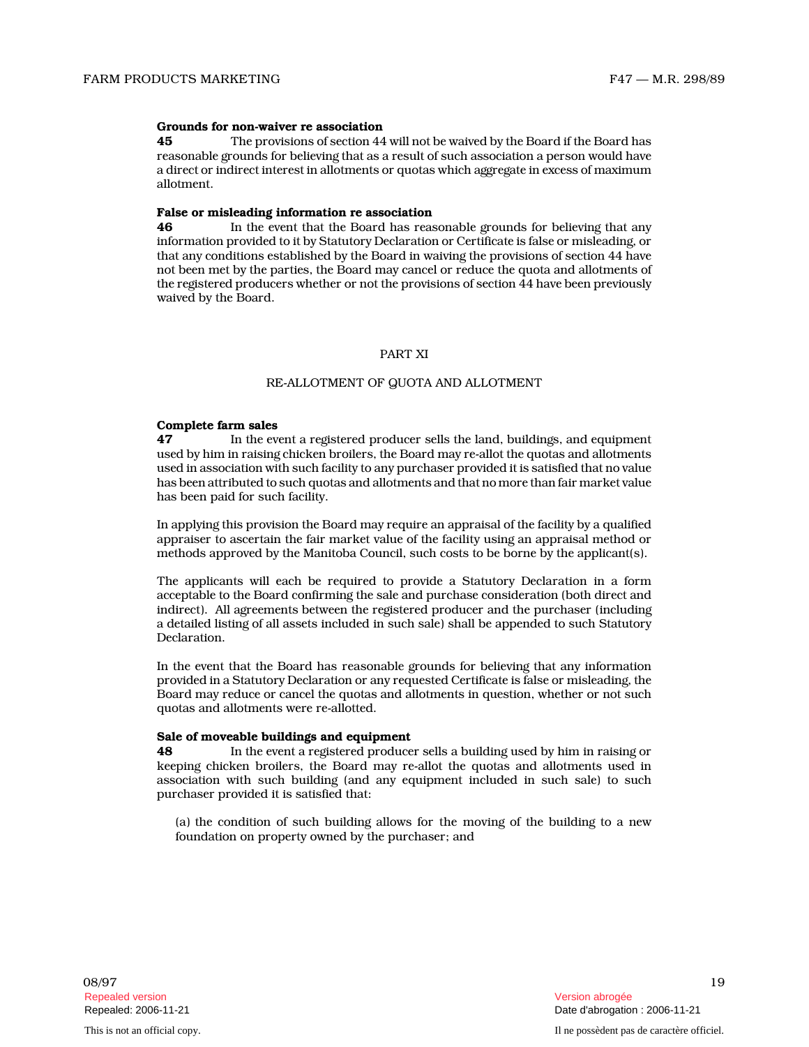**Grounds for non-waiver re association**

**45** The provisions of section 44 will not be waived by the Board if the Board has reasonable grounds for believing that as a result of such association a person would have a direct or indirect interest in allotments or quotas which aggregate in excess of maximum allotment.

**False or misleading information re association**

**46** In the event that the Board has reasonable grounds for believing that any information provided to it by Statutory Declaration or Certificate is false or misleading, or that any conditions established by the Board in waiving the provisions of section 44 have not been met by the parties, the Board may cancel or reduce the quota and allotments of the registered producers whether or not the provisions of section 44 have been previously waived by the Board.

## PART XI

## RE-ALLOTMENT OF QUOTA AND ALLOTMENT

**Complete farm sales**

**47** In the event a registered producer sells the land, buildings, and equipment used by him in raising chicken broilers, the Board may re-allot the quotas and allotments used in association with such facility to any purchaser provided it is satisfied that no value has been attributed to such quotas and allotments and that no more than fair market value has been paid for such facility.

In applying this provision the Board may require an appraisal of the facility by a qualified appraiser to ascertain the fair market value of the facility using an appraisal method or methods approved by the Manitoba Council, such costs to be borne by the applicant(s).

The applicants will each be required to provide a Statutory Declaration in a form acceptable to the Board confirming the sale and purchase consideration (both direct and indirect). All agreements between the registered producer and the purchaser (including a detailed listing of all assets included in such sale) shall be appended to such Statutory Declaration.

In the event that the Board has reasonable grounds for believing that any information provided in a Statutory Declaration or any requested Certificate is false or misleading, the Board may reduce or cancel the quotas and allotments in question, whether or not such quotas and allotments were re-allotted.

**Sale of moveable buildings and equipment**

**48** In the event a registered producer sells a building used by him in raising or keeping chicken broilers, the Board may re-allot the quotas and allotments used in association with such building (and any equipment included in such sale) to such purchaser provided it is satisfied that:

(a) the condition of such building allows for the moving of the building to a new foundation on property owned by the purchaser; and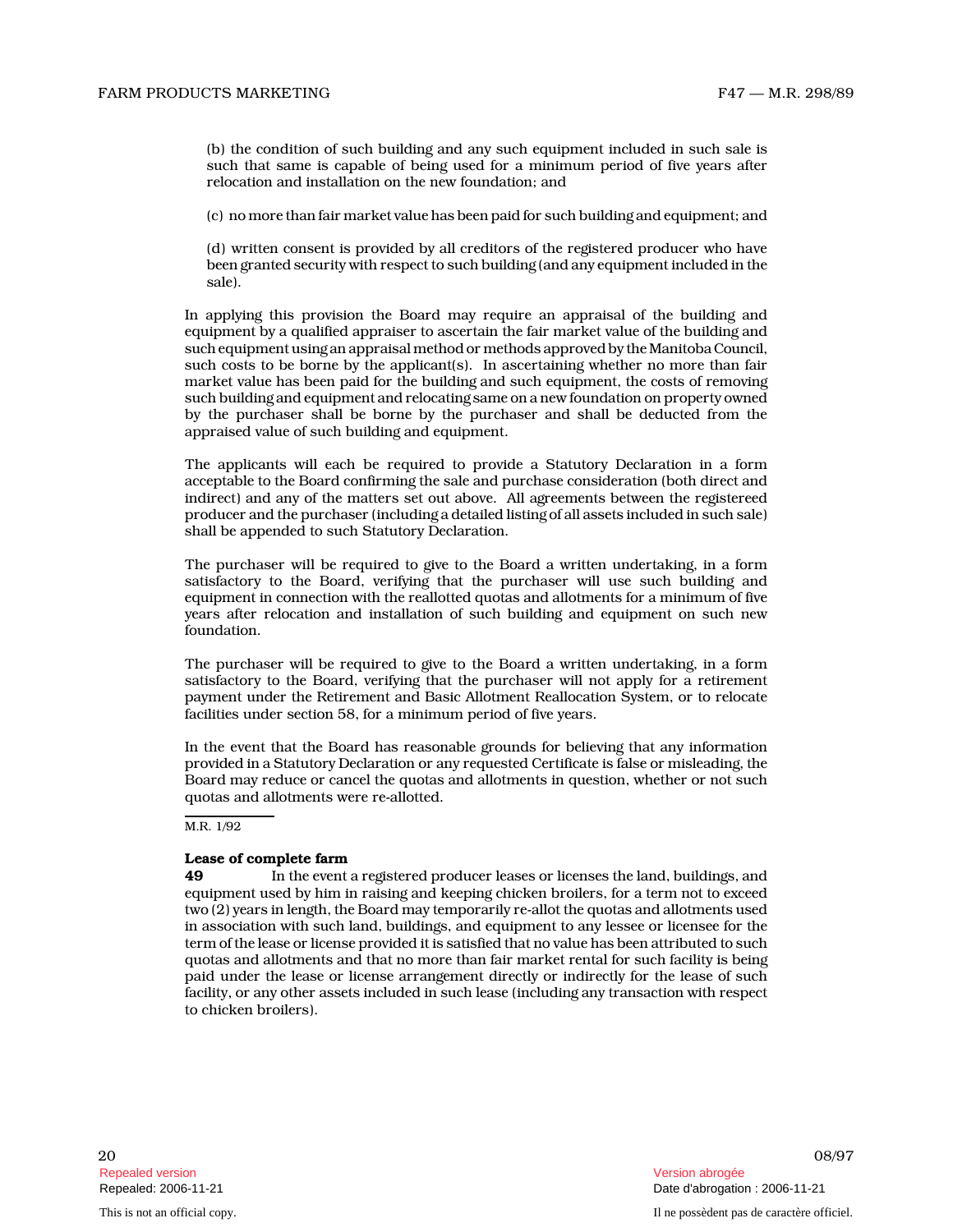(b) the condition of such building and any such equipment included in such sale is such that same is capable of being used for a minimum period of five years after relocation and installation on the new foundation; and

(c) no more than fair market value has been paid for such building and equipment; and

(d) written consent is provided by all creditors of the registered producer who have been granted security with respect to such building (and any equipment included in the sale).

In applying this provision the Board may require an appraisal of the building and equipment by a qualified appraiser to ascertain the fair market value of the building and such equipment using an appraisal method or methods approved by the Manitoba Council, such costs to be borne by the applicant(s). In ascertaining whether no more than fair market value has been paid for the building and such equipment, the costs of removing such building and equipment and relocating same on a new foundation on property owned by the purchaser shall be borne by the purchaser and shall be deducted from the appraised value of such building and equipment.

The applicants will each be required to provide a Statutory Declaration in a form acceptable to the Board confirming the sale and purchase consideration (both direct and indirect) and any of the matters set out above. All agreements between the registereed producer and the purchaser (including a detailed listing of all assets included in such sale) shall be appended to such Statutory Declaration.

The purchaser will be required to give to the Board a written undertaking, in a form satisfactory to the Board, verifying that the purchaser will use such building and equipment in connection with the reallotted quotas and allotments for a minimum of five years after relocation and installation of such building and equipment on such new foundation.

The purchaser will be required to give to the Board a written undertaking, in a form satisfactory to the Board, verifying that the purchaser will not apply for a retirement payment under the Retirement and Basic Allotment Reallocation System, or to relocate facilities under section 58, for a minimum period of five years.

In the event that the Board has reasonable grounds for believing that any information provided in a Statutory Declaration or any requested Certificate is false or misleading, the Board may reduce or cancel the quotas and allotments in question, whether or not such quotas and allotments were re-allotted.

M.R. 1/92

**Lease of complete farm**

**49** In the event a registered producer leases or licenses the land, buildings, and equipment used by him in raising and keeping chicken broilers, for a term not to exceed two (2) years in length, the Board may temporarily re-allot the quotas and allotments used in association with such land, buildings, and equipment to any lessee or licensee for the term of the lease or license provided it is satisfied that no value has been attributed to such quotas and allotments and that no more than fair market rental for such facility is being paid under the lease or license arrangement directly or indirectly for the lease of such facility, or any other assets included in such lease (including any transaction with respect to chicken broilers).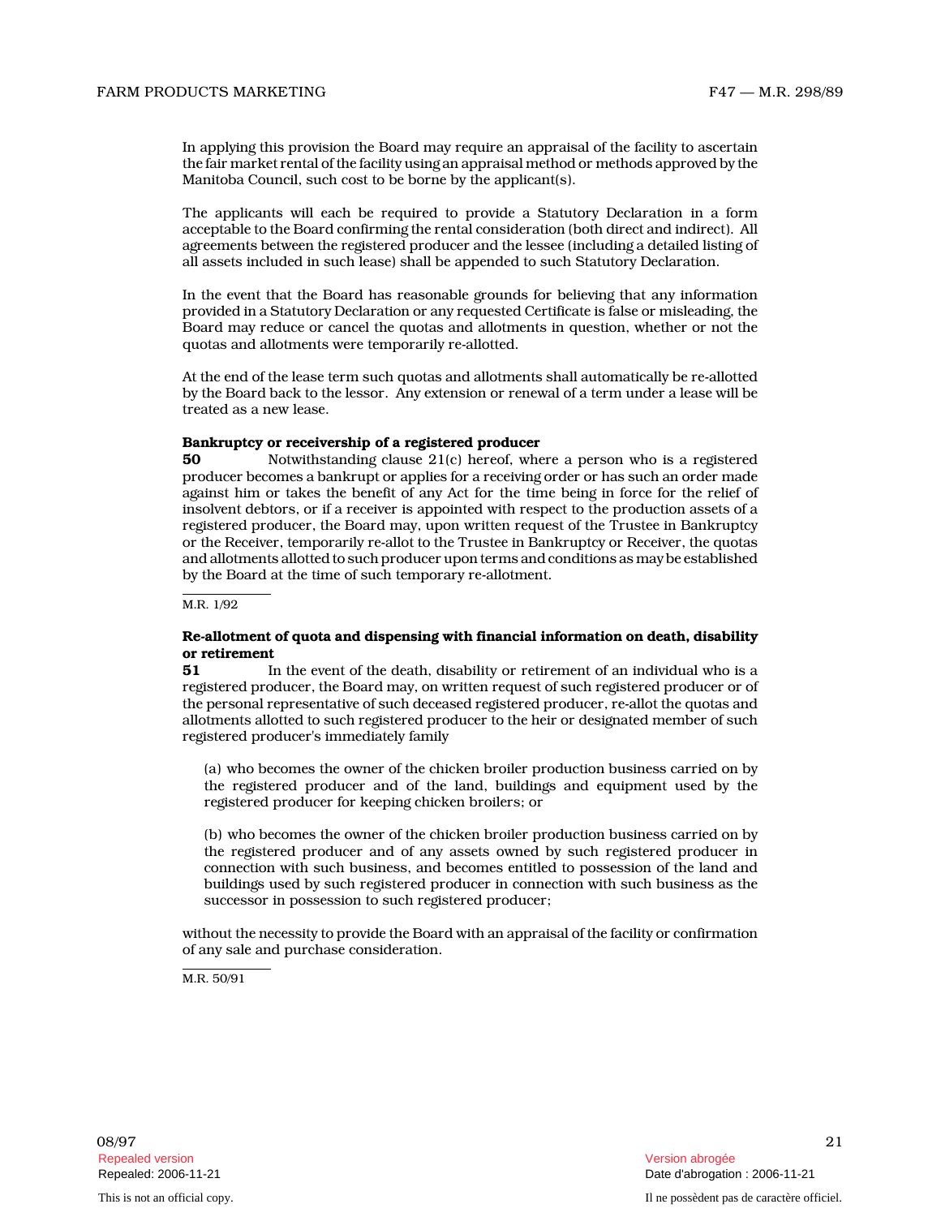In applying this provision the Board may require an appraisal of the facility to ascertain the fair market rental of the facility using an appraisal method or methods approved by the Manitoba Council, such cost to be borne by the applicant(s).

The applicants will each be required to provide a Statutory Declaration in a form acceptable to the Board confirming the rental consideration (both direct and indirect). All agreements between the registered producer and the lessee (including a detailed listing of all assets included in such lease) shall be appended to such Statutory Declaration.

In the event that the Board has reasonable grounds for believing that any information provided in a Statutory Declaration or any requested Certificate is false or misleading, the Board may reduce or cancel the quotas and allotments in question, whether or not the quotas and allotments were temporarily re-allotted.

At the end of the lease term such quotas and allotments shall automatically be re-allotted by the Board back to the lessor. Any extension or renewal of a term under a lease will be treated as a new lease.

**Bankruptcy or receivership of a registered producer**

**50** Notwithstanding clause 21(c) hereof, where a person who is a registered producer becomes a bankrupt or applies for a receiving order or has such an order made against him or takes the benefit of any Act for the time being in force for the relief of insolvent debtors, or if a receiver is appointed with respect to the production assets of a registered producer, the Board may, upon written request of the Trustee in Bankruptcy or the Receiver, temporarily re-allot to the Trustee in Bankruptcy or Receiver, the quotas and allotments allotted to such producer upon terms and conditions as may be established by the Board at the time of such temporary re-allotment.

M.R. 1/92

**Re-allotment of quota and dispensing with financial information on death, disability or retirement**

**51** In the event of the death, disability or retirement of an individual who is a registered producer, the Board may, on written request of such registered producer or of the personal representative of such deceased registered producer, re-allot the quotas and allotments allotted to such registered producer to the heir or designated member of such registered producer's immediately family

(a) who becomes the owner of the chicken broiler production business carried on by the registered producer and of the land, buildings and equipment used by the registered producer for keeping chicken broilers; or

(b) who becomes the owner of the chicken broiler production business carried on by the registered producer and of any assets owned by such registered producer in connection with such business, and becomes entitled to possession of the land and buildings used by such registered producer in connection with such business as the successor in possession to such registered producer;

without the necessity to provide the Board with an appraisal of the facility or confirmation of any sale and purchase consideration.

M.R. 50/91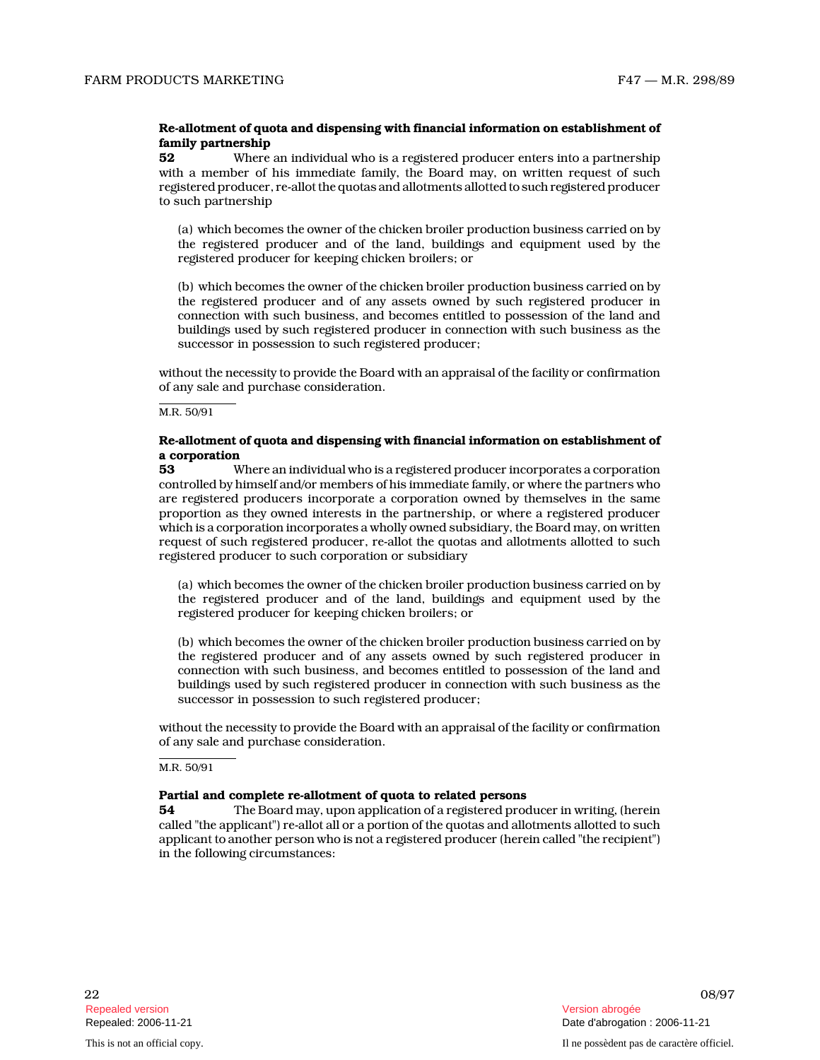**Re-allotment of quota and dispensing with financial information on establishment of family partnership**

**52** Where an individual who is a registered producer enters into a partnership with a member of his immediate family, the Board may, on written request of such registered producer, re-allot the quotas and allotments allotted to such registered producer to such partnership

(a) which becomes the owner of the chicken broiler production business carried on by the registered producer and of the land, buildings and equipment used by the registered producer for keeping chicken broilers; or

(b) which becomes the owner of the chicken broiler production business carried on by the registered producer and of any assets owned by such registered producer in connection with such business, and becomes entitled to possession of the land and buildings used by such registered producer in connection with such business as the successor in possession to such registered producer;

without the necessity to provide the Board with an appraisal of the facility or confirmation of any sale and purchase consideration.

M.R. 50/91

**Re-allotment of quota and dispensing with financial information on establishment of a corporation**

**53** Where an individual who is a registered producer incorporates a corporation controlled by himself and/or members of his immediate family, or where the partners who are registered producers incorporate a corporation owned by themselves in the same proportion as they owned interests in the partnership, or where a registered producer which is a corporation incorporates a wholly owned subsidiary, the Board may, on written request of such registered producer, re-allot the quotas and allotments allotted to such registered producer to such corporation or subsidiary

(a) which becomes the owner of the chicken broiler production business carried on by the registered producer and of the land, buildings and equipment used by the registered producer for keeping chicken broilers; or

(b) which becomes the owner of the chicken broiler production business carried on by the registered producer and of any assets owned by such registered producer in connection with such business, and becomes entitled to possession of the land and buildings used by such registered producer in connection with such business as the successor in possession to such registered producer;

without the necessity to provide the Board with an appraisal of the facility or confirmation of any sale and purchase consideration.

M.R. 50/91

**Partial and complete re-allotment of quota to related persons**

**54** The Board may, upon application of a registered producer in writing, (herein called "the applicant") re-allot all or a portion of the quotas and allotments allotted to such applicant to another person who is not a registered producer (herein called "the recipient") in the following circumstances: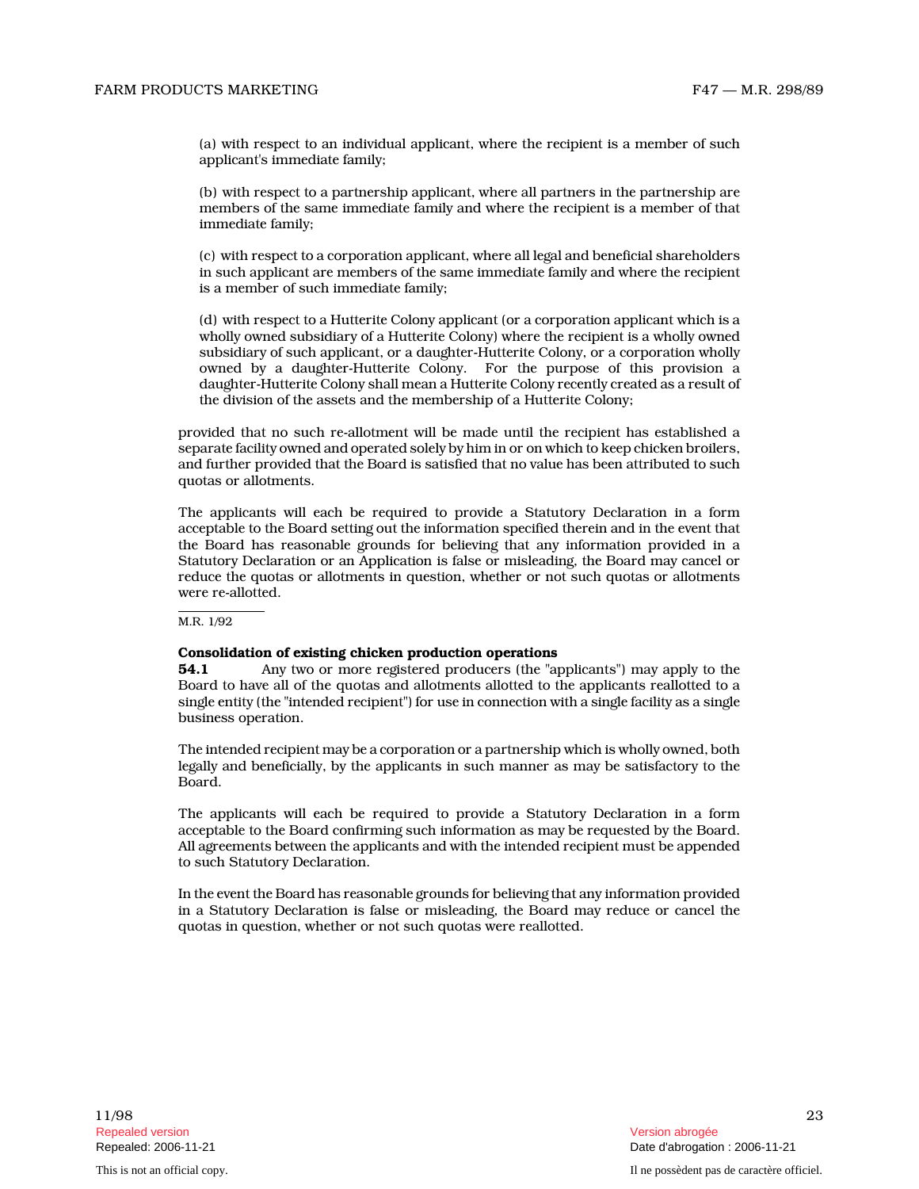(a) with respect to an individual applicant, where the recipient is a member of such applicant's immediate family;

(b) with respect to a partnership applicant, where all partners in the partnership are members of the same immediate family and where the recipient is a member of that immediate family;

(c) with respect to a corporation applicant, where all legal and beneficial shareholders in such applicant are members of the same immediate family and where the recipient is a member of such immediate family;

(d) with respect to a Hutterite Colony applicant (or a corporation applicant which is a wholly owned subsidiary of a Hutterite Colony) where the recipient is a wholly owned subsidiary of such applicant, or a daughter-Hutterite Colony, or a corporation wholly owned by a daughter-Hutterite Colony. For the purpose of this provision a daughter-Hutterite Colony shall mean a Hutterite Colony recently created as a result of the division of the assets and the membership of a Hutterite Colony;

provided that no such re-allotment will be made until the recipient has established a separate facility owned and operated solely by him in or on which to keep chicken broilers, and further provided that the Board is satisfied that no value has been attributed to such quotas or allotments.

The applicants will each be required to provide a Statutory Declaration in a form acceptable to the Board setting out the information specified therein and in the event that the Board has reasonable grounds for believing that any information provided in a Statutory Declaration or an Application is false or misleading, the Board may cancel or reduce the quotas or allotments in question, whether or not such quotas or allotments were re-allotted.

M.R. 1/92

**Consolidation of existing chicken production operations**

**54.1** Any two or more registered producers (the "applicants") may apply to the Board to have all of the quotas and allotments allotted to the applicants reallotted to a single entity (the "intended recipient") for use in connection with a single facility as a single business operation.

The intended recipient may be a corporation or a partnership which is wholly owned, both legally and beneficially, by the applicants in such manner as may be satisfactory to the Board.

The applicants will each be required to provide a Statutory Declaration in a form acceptable to the Board confirming such information as may be requested by the Board. All agreements between the applicants and with the intended recipient must be appended to such Statutory Declaration.

In the event the Board has reasonable grounds for believing that any information provided in a Statutory Declaration is false or misleading, the Board may reduce or cancel the quotas in question, whether or not such quotas were reallotted.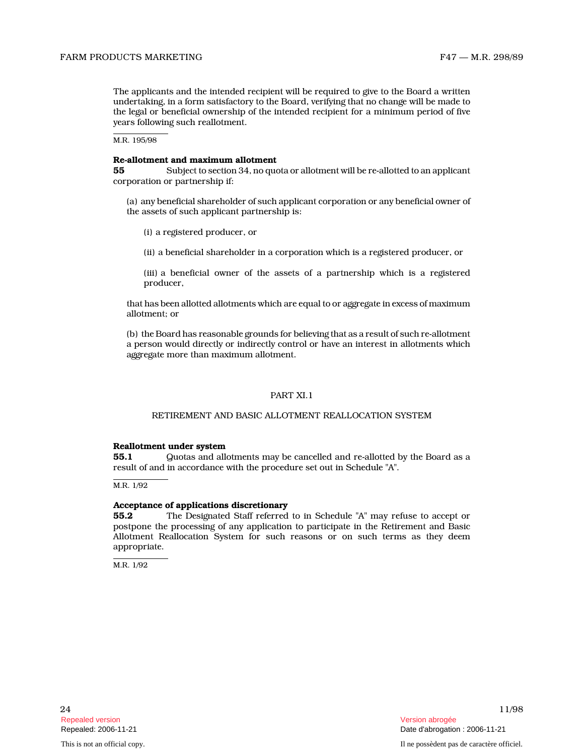The applicants and the intended recipient will be required to give to the Board a written undertaking, in a form satisfactory to the Board, verifying that no change will be made to the legal or beneficial ownership of the intended recipient for a minimum period of five years following such reallotment.

M.R. 195/98

**Re-allotment and maximum allotment**

**55** Subject to section 34, no quota or allotment will be re-allotted to an applicant corporation or partnership if:

(a) any beneficial shareholder of such applicant corporation or any beneficial owner of the assets of such applicant partnership is:

(i) a registered producer, or

(ii) a beneficial shareholder in a corporation which is a registered producer, or

(iii) a beneficial owner of the assets of a partnership which is a registered producer,

that has been allotted allotments which are equal to or aggregate in excess of maximum allotment; or

(b) the Board has reasonable grounds for believing that as a result of such re-allotment a person would directly or indirectly control or have an interest in allotments which aggregate more than maximum allotment.

## PART XI.1

## RETIREMENT AND BASIC ALLOTMENT REALLOCATION SYSTEM

**Reallotment under system**

**55.1** Quotas and allotments may be cancelled and re-allotted by the Board as a result of and in accordance with the procedure set out in Schedule "A".

M.R. 1/92

**Acceptance of applications discretionary**

**55.2** The Designated Staff referred to in Schedule "A" may refuse to accept or postpone the processing of any application to participate in the Retirement and Basic Allotment Reallocation System for such reasons or on such terms as they deem appropriate.

M.R. 1/92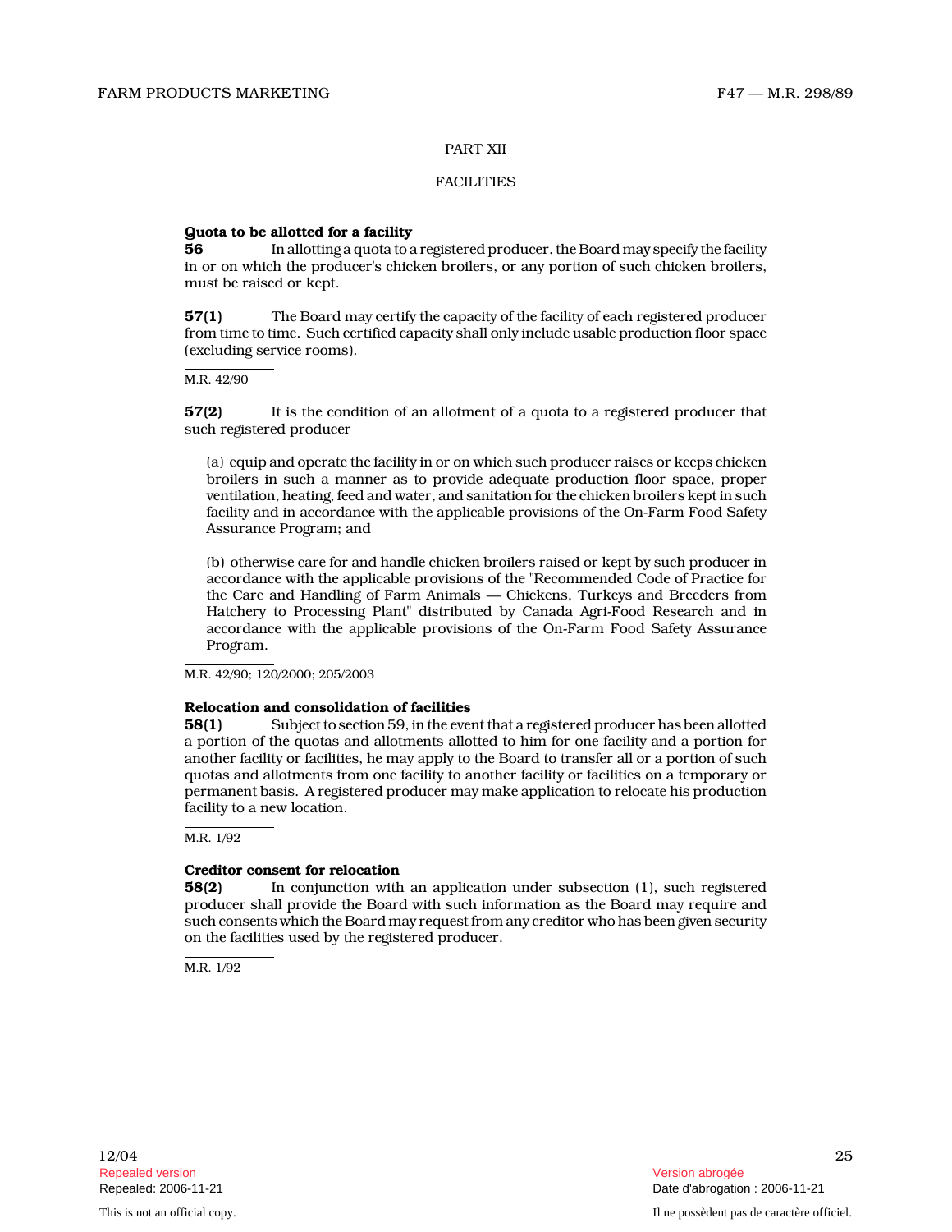PART XII

FACILITIES

**Quota to be allotted for a facility**

**56** In allotting a quota to a registered producer, the Board may specify the facility in or on which the producer's chicken broilers, or any portion of such chicken broilers, must be raised or kept.

**57(1)** The Board may certify the capacity of the facility of each registered producer from time to time. Such certified capacity shall only include usable production floor space (excluding service rooms).

M.R. 42/90

**57(2)** It is the condition of an allotment of a quota to a registered producer that such registered producer

(a) equip and operate the facility in or on which such producer raises or keeps chicken broilers in such a manner as to provide adequate production floor space, proper ventilation, heating, feed and water, and sanitation for the chicken broilers kept in such facility and in accordance with the applicable provisions of the On-Farm Food Safety Assurance Program; and

(b) otherwise care for and handle chicken broilers raised or kept by such producer in accordance with the applicable provisions of the "Recommended Code of Practice for the Care and Handling of Farm Animals — Chickens, Turkeys and Breeders from Hatchery to Processing Plant" distributed by Canada Agri-Food Research and in accordance with the applicable provisions of the On-Farm Food Safety Assurance Program.

M.R. 42/90; 120/2000; 205/2003

**Relocation and consolidation of facilities**

**58(1)** Subject to section 59, in the event that a registered producer has been allotted a portion of the quotas and allotments allotted to him for one facility and a portion for another facility or facilities, he may apply to the Board to transfer all or a portion of such quotas and allotments from one facility to another facility or facilities on a temporary or permanent basis. A registered producer may make application to relocate his production facility to a new location.

M.R. 1/92

**Creditor consent for relocation**

**58(2)** In conjunction with an application under subsection (1), such registered producer shall provide the Board with such information as the Board may require and such consents which the Board may request from any creditor who has been given security on the facilities used by the registered producer.

M.R. 1/92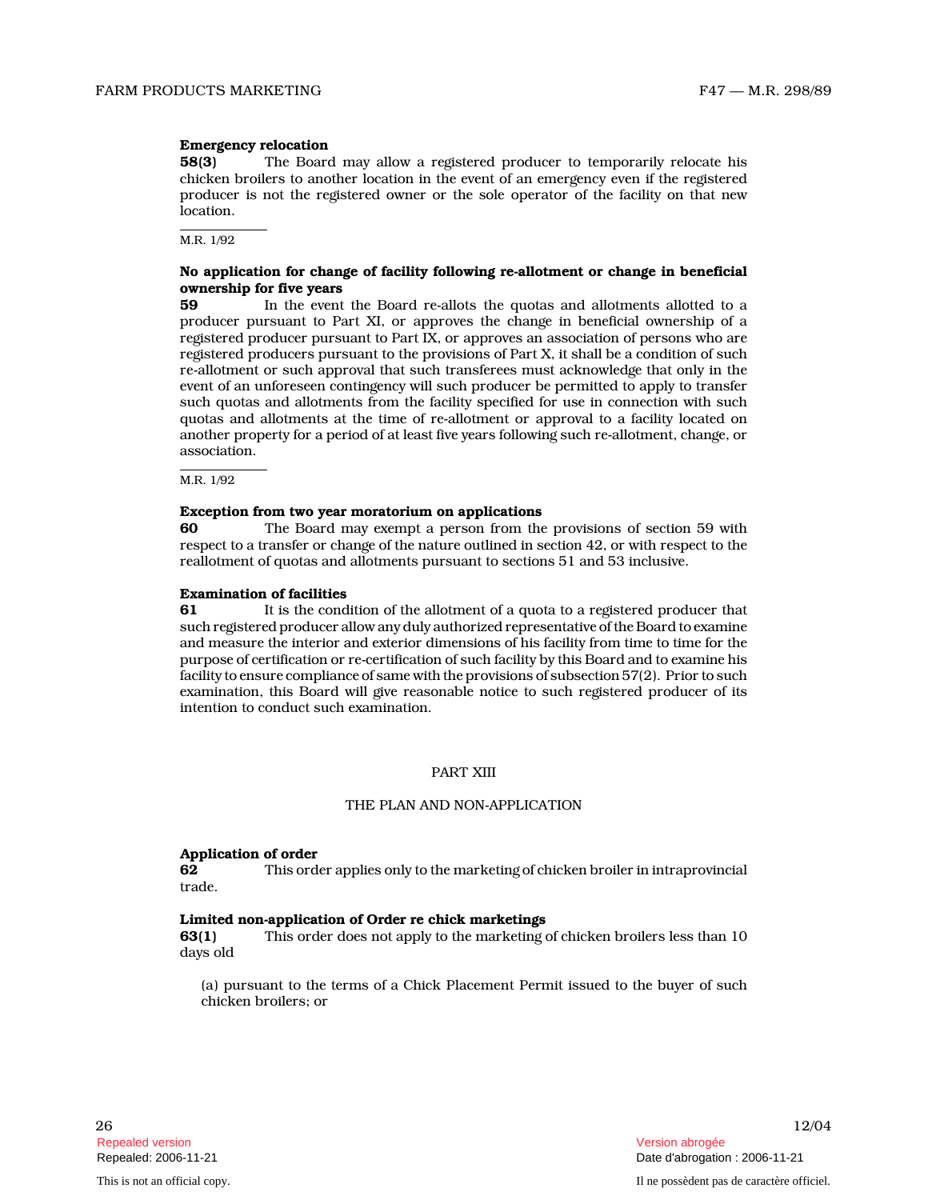**Emergency relocation**

**58(3)** The Board may allow a registered producer to temporarily relocate his chicken broilers to another location in the event of an emergency even if the registered producer is not the registered owner or the sole operator of the facility on that new location.

M.R. 1/92

**No application for change of facility following re-allotment or change in beneficial ownership for five years**

**59** In the event the Board re-allots the quotas and allotments allotted to a producer pursuant to Part XI, or approves the change in beneficial ownership of a registered producer pursuant to Part IX, or approves an association of persons who are registered producers pursuant to the provisions of Part X, it shall be a condition of such re-allotment or such approval that such transferees must acknowledge that only in the event of an unforeseen contingency will such producer be permitted to apply to transfer such quotas and allotments from the facility specified for use in connection with such quotas and allotments at the time of re-allotment or approval to a facility located on another property for a period of at least five years following such re-allotment, change, or association.

M.R. 1/92

**Exception from two year moratorium on applications**

**60** The Board may exempt a person from the provisions of section 59 with respect to a transfer or change of the nature outlined in section 42, or with respect to the reallotment of quotas and allotments pursuant to sections 51 and 53 inclusive.

**Examination of facilities**

**61** It is the condition of the allotment of a quota to a registered producer that such registered producer allow any duly authorized representative of the Board to examine and measure the interior and exterior dimensions of his facility from time to time for the purpose of certification or re-certification of such facility by this Board and to examine his facility to ensure compliance of same with the provisions of subsection 57(2). Prior to such examination, this Board will give reasonable notice to such registered producer of its intention to conduct such examination.

## PART XIII

## THE PLAN AND NON-APPLICATION

**Application of order**

**62** This order applies only to the marketing of chicken broiler in intraprovincial trade.

**Limited non-application of Order re chick marketings**

**63(1)** This order does not apply to the marketing of chicken broilers less than 10 days old

(a) pursuant to the terms of a Chick Placement Permit issued to the buyer of such chicken broilers; or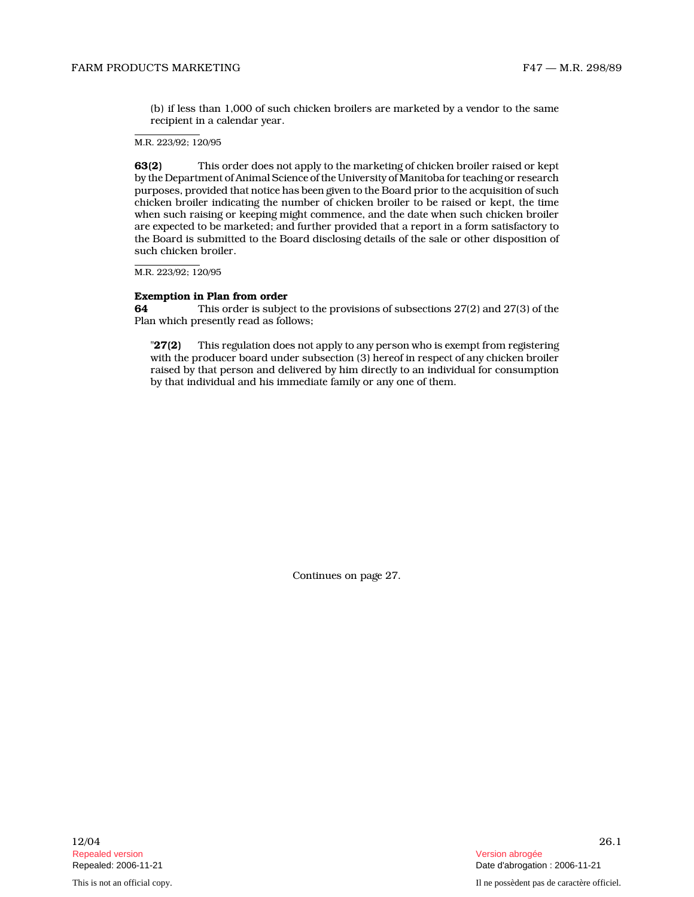(b) if less than 1,000 of such chicken broilers are marketed by a vendor to the same recipient in a calendar year.

M.R. 223/92; 120/95

**63(2)** This order does not apply to the marketing of chicken broiler raised or kept by the Department of Animal Science of the University of Manitoba for teaching or research purposes, provided that notice has been given to the Board prior to the acquisition of such chicken broiler indicating the number of chicken broiler to be raised or kept, the time when such raising or keeping might commence, and the date when such chicken broiler are expected to be marketed; and further provided that a report in a form satisfactory to the Board is submitted to the Board disclosing details of the sale or other disposition of such chicken broiler.

M.R. 223/92; 120/95

**Exemption in Plan from order**

**64** This order is subject to the provisions of subsections 27(2) and 27(3) of the Plan which presently read as follows;

"**27(2)** This regulation does not apply to any person who is exempt from registering with the producer board under subsection (3) hereof in respect of any chicken broiler raised by that person and delivered by him directly to an individual for consumption by that individual and his immediate family or any one of them.

Continues on page 27.

12/04

Repealed version

Repealed: 2006-11-21

Version abrogée

Date d'abrogation : 2006-11-21

This is not an official copy.

Il ne possèdent pas de caractère officiel.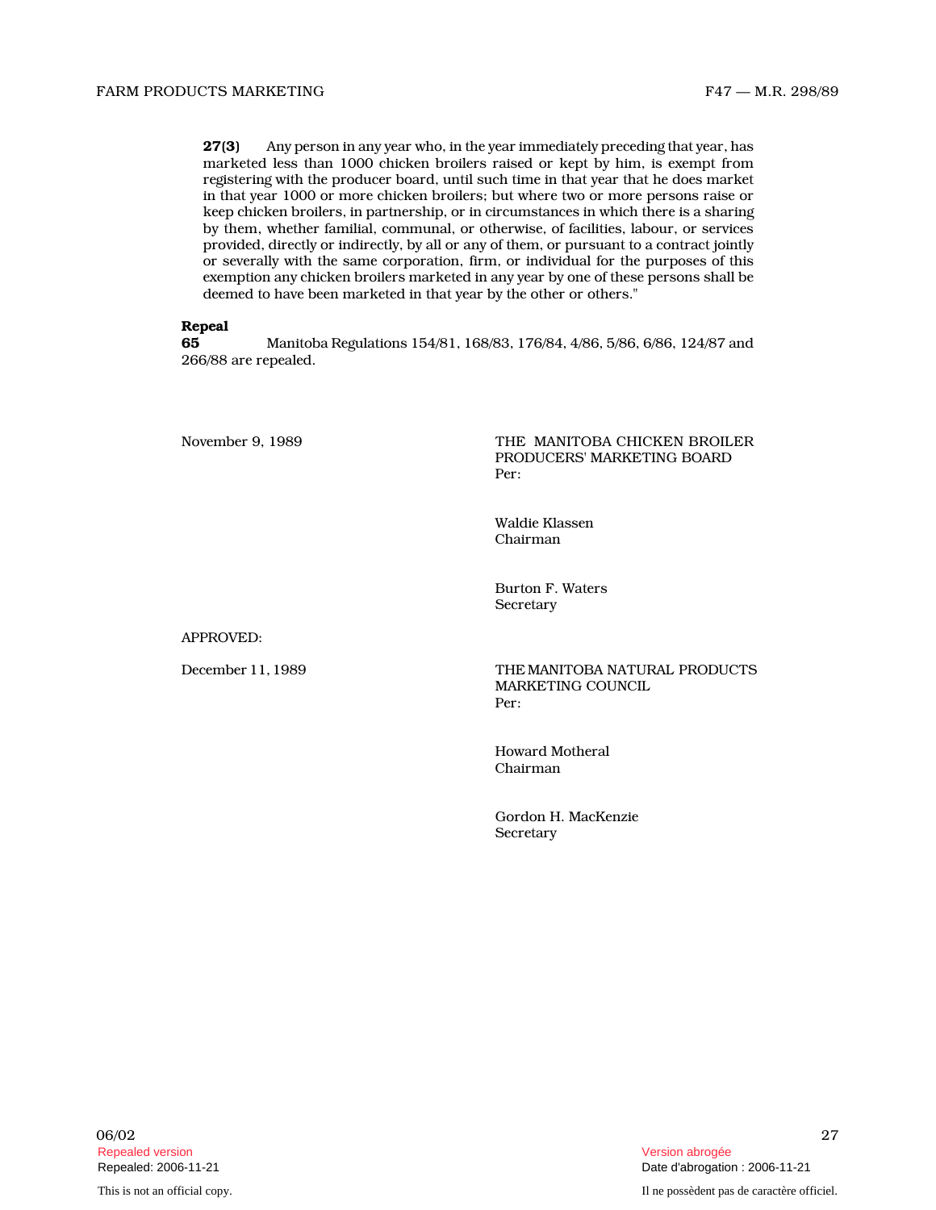**27(3)** Any person in any year who, in the year immediately preceding that year, has marketed less than 1000 chicken broilers raised or kept by him, is exempt from registering with the producer board, until such time in that year that he does market in that year 1000 or more chicken broilers; but where two or more persons raise or keep chicken broilers, in partnership, or in circumstances in which there is a sharing by them, whether familial, communal, or otherwise, of facilities, labour, or services provided, directly or indirectly, by all or any of them, or pursuant to a contract jointly or severally with the same corporation, firm, or individual for the purposes of this exemption any chicken broilers marketed in any year by one of these persons shall be deemed to have been marketed in that year by the other or others."

**Repeal**

**65** Manitoba Regulations 154/81, 168/83, 176/84, 4/86, 5/86, 6/86, 124/87 and 266/88 are repealed.

November 9, 1989

THE MANITOBA CHICKEN BROILER PRODUCERS' MARKETING BOARD
Per:

Waldie Klassen
Chairman

Burton F. Waters
Secretary

APPROVED:

December 11, 1989

THE MANITOBA NATURAL PRODUCTS MARKETING COUNCIL
Per:

Howard Motheral
Chairman

Gordon H. MacKenzie
Secretary

06/02

Repealed version
Repealed: 2006-11-21

Version abrogée
Date d'abrogation : 2006-11-21

This is not an official copy.

Il ne possèdent pas de caractère officiel.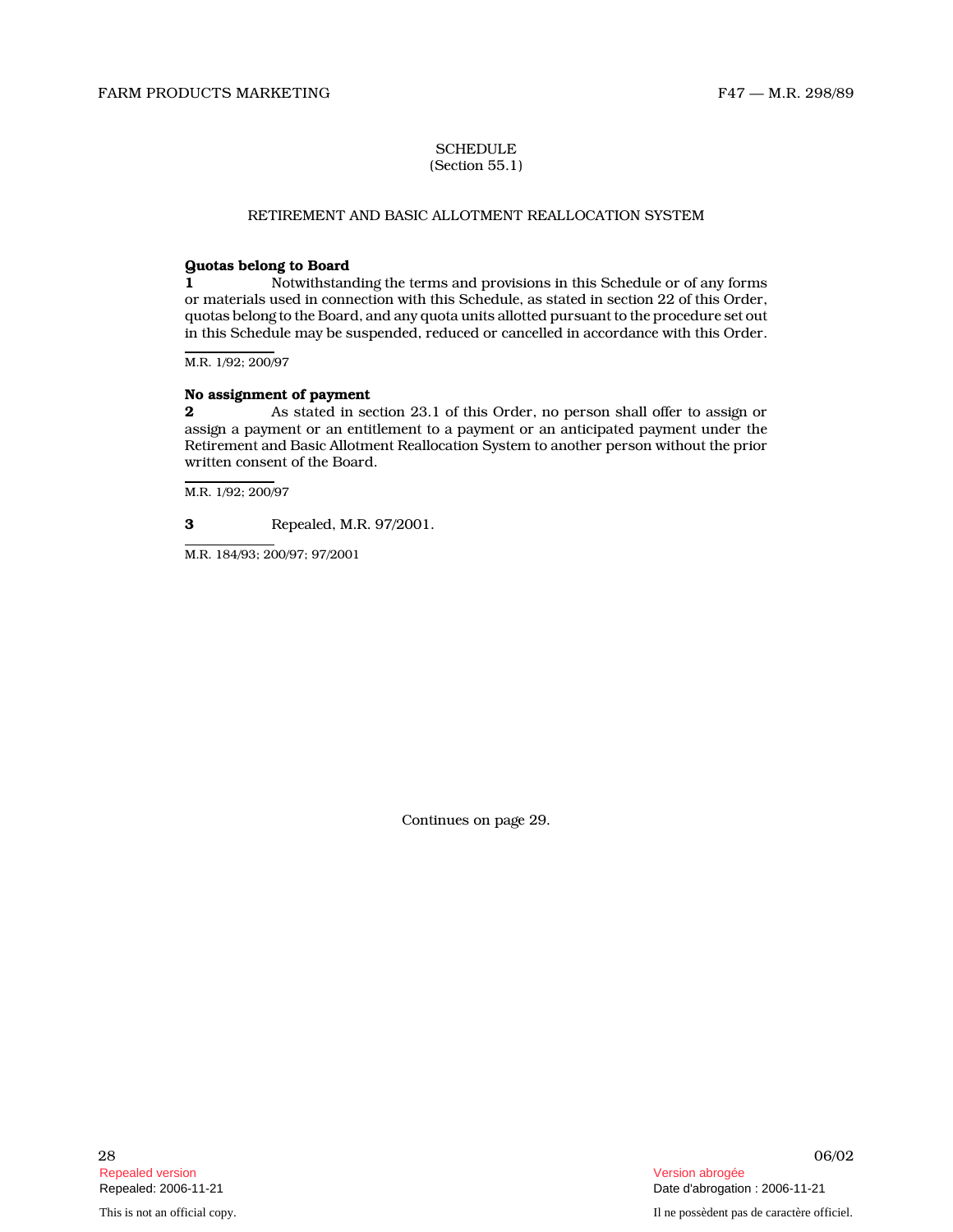SCHEDULE
(Section 55.1)

RETIREMENT AND BASIC ALLOTMENT REALLOCATION SYSTEM

**Quotas belong to Board**

**1** Notwithstanding the terms and provisions in this Schedule or of any forms or materials used in connection with this Schedule, as stated in section 22 of this Order, quotas belong to the Board, and any quota units allotted pursuant to the procedure set out in this Schedule may be suspended, reduced or cancelled in accordance with this Order.

M.R. 1/92; 200/97

**No assignment of payment**

**2** As stated in section 23.1 of this Order, no person shall offer to assign or assign a payment or an entitlement to a payment or an anticipated payment under the Retirement and Basic Allotment Reallocation System to another person without the prior written consent of the Board.

M.R. 1/92; 200/97

**3** Repealed, M.R. 97/2001.

M.R. 184/93; 200/97; 97/2001

Continues on page 29.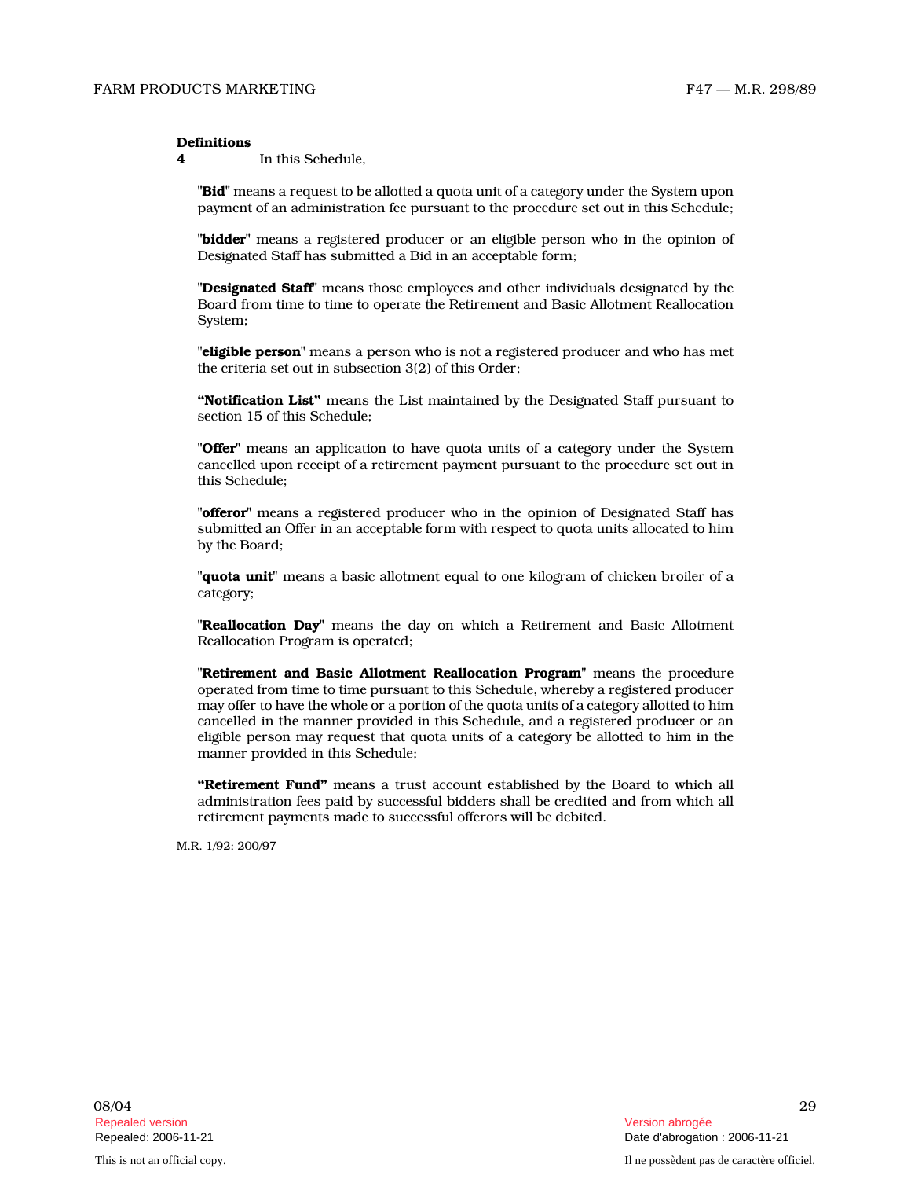**Definitions**

**4** In this Schedule,

"**Bid**" means a request to be allotted a quota unit of a category under the System upon payment of an administration fee pursuant to the procedure set out in this Schedule;

"**bidder**" means a registered producer or an eligible person who in the opinion of Designated Staff has submitted a Bid in an acceptable form;

"**Designated Staff**" means those employees and other individuals designated by the Board from time to time to operate the Retirement and Basic Allotment Reallocation System;

"**eligible person**" means a person who is not a registered producer and who has met the criteria set out in subsection 3(2) of this Order;

**"Notification List"** means the List maintained by the Designated Staff pursuant to section 15 of this Schedule;

"**Offer**" means an application to have quota units of a category under the System cancelled upon receipt of a retirement payment pursuant to the procedure set out in this Schedule;

"**offeror**" means a registered producer who in the opinion of Designated Staff has submitted an Offer in an acceptable form with respect to quota units allocated to him by the Board;

"**quota unit**" means a basic allotment equal to one kilogram of chicken broiler of a category;

"**Reallocation Day**" means the day on which a Retirement and Basic Allotment Reallocation Program is operated;

"**Retirement and Basic Allotment Reallocation Program**" means the procedure operated from time to time pursuant to this Schedule, whereby a registered producer may offer to have the whole or a portion of the quota units of a category allotted to him cancelled in the manner provided in this Schedule, and a registered producer or an eligible person may request that quota units of a category be allotted to him in the manner provided in this Schedule;

**"Retirement Fund"** means a trust account established by the Board to which all administration fees paid by successful bidders shall be credited and from which all retirement payments made to successful offerors will be debited.

M.R. 1/92; 200/97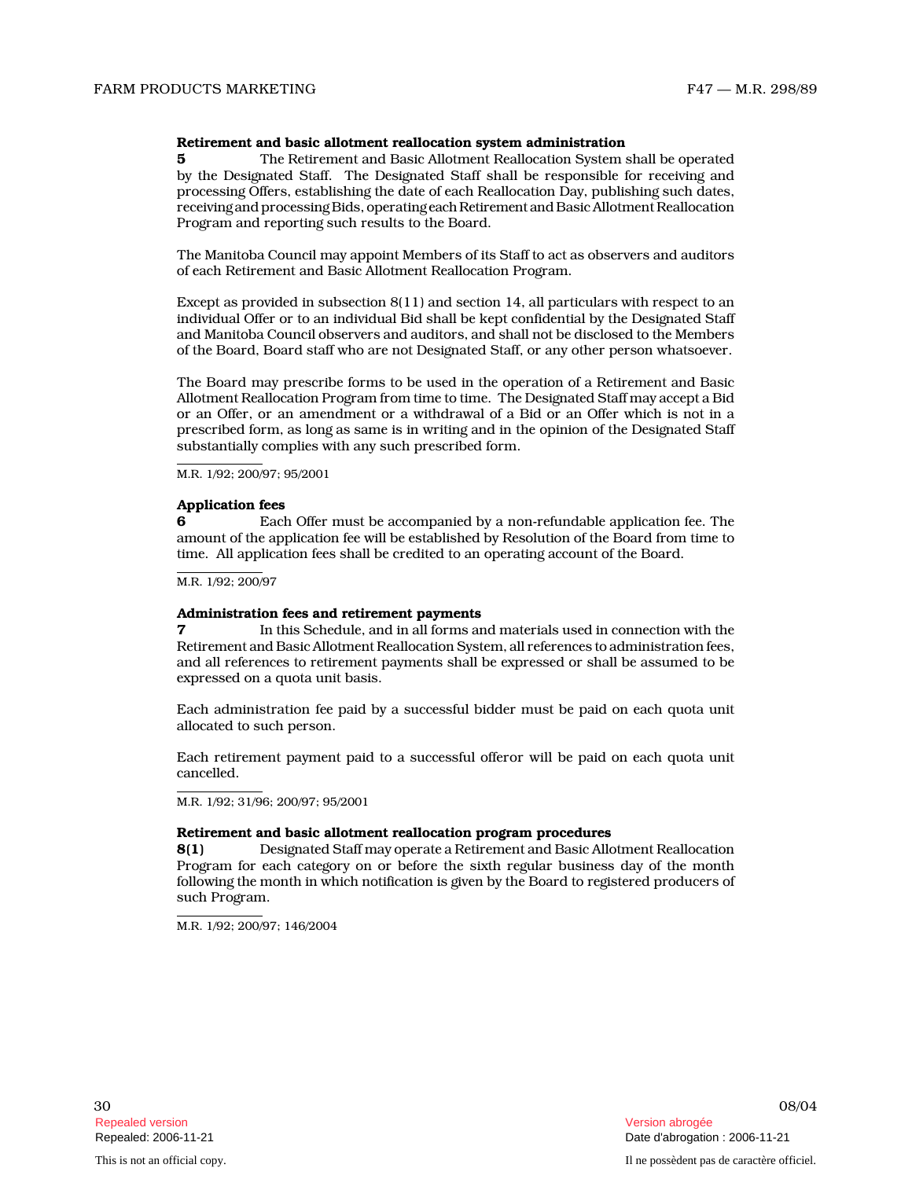**Retirement and basic allotment reallocation system administration**

**5** The Retirement and Basic Allotment Reallocation System shall be operated by the Designated Staff. The Designated Staff shall be responsible for receiving and processing Offers, establishing the date of each Reallocation Day, publishing such dates, receiving and processing Bids, operating each Retirement and Basic Allotment Reallocation Program and reporting such results to the Board.

The Manitoba Council may appoint Members of its Staff to act as observers and auditors of each Retirement and Basic Allotment Reallocation Program.

Except as provided in subsection 8(11) and section 14, all particulars with respect to an individual Offer or to an individual Bid shall be kept confidential by the Designated Staff and Manitoba Council observers and auditors, and shall not be disclosed to the Members of the Board, Board staff who are not Designated Staff, or any other person whatsoever.

The Board may prescribe forms to be used in the operation of a Retirement and Basic Allotment Reallocation Program from time to time. The Designated Staff may accept a Bid or an Offer, or an amendment or a withdrawal of a Bid or an Offer which is not in a prescribed form, as long as same is in writing and in the opinion of the Designated Staff substantially complies with any such prescribed form.

M.R. 1/92; 200/97; 95/2001

**Application fees**

**6** Each Offer must be accompanied by a non-refundable application fee. The amount of the application fee will be established by Resolution of the Board from time to time. All application fees shall be credited to an operating account of the Board.

M.R. 1/92; 200/97

**Administration fees and retirement payments**

**7** In this Schedule, and in all forms and materials used in connection with the Retirement and Basic Allotment Reallocation System, all references to administration fees, and all references to retirement payments shall be expressed or shall be assumed to be expressed on a quota unit basis.

Each administration fee paid by a successful bidder must be paid on each quota unit allocated to such person.

Each retirement payment paid to a successful offeror will be paid on each quota unit cancelled.

M.R. 1/92; 31/96; 200/97; 95/2001

**Retirement and basic allotment reallocation program procedures**

**8(1)** Designated Staff may operate a Retirement and Basic Allotment Reallocation Program for each category on or before the sixth regular business day of the month following the month in which notification is given by the Board to registered producers of such Program.

M.R. 1/92; 200/97; 146/2004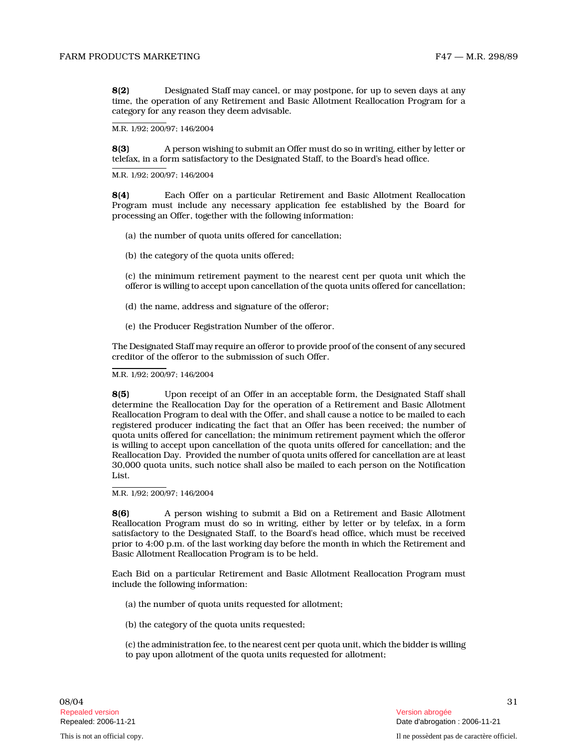**8(2)** Designated Staff may cancel, or may postpone, for up to seven days at any time, the operation of any Retirement and Basic Allotment Reallocation Program for a category for any reason they deem advisable.

M.R. 1/92; 200/97; 146/2004

**8(3)** A person wishing to submit an Offer must do so in writing, either by letter or telefax, in a form satisfactory to the Designated Staff, to the Board's head office.

M.R. 1/92; 200/97; 146/2004

**8(4)** Each Offer on a particular Retirement and Basic Allotment Reallocation Program must include any necessary application fee established by the Board for processing an Offer, together with the following information:

(a) the number of quota units offered for cancellation;

(b) the category of the quota units offered;

(c) the minimum retirement payment to the nearest cent per quota unit which the offeror is willing to accept upon cancellation of the quota units offered for cancellation;

(d) the name, address and signature of the offeror;

(e) the Producer Registration Number of the offeror.

The Designated Staff may require an offeror to provide proof of the consent of any secured creditor of the offeror to the submission of such Offer.

M.R. 1/92; 200/97; 146/2004

**8(5)** Upon receipt of an Offer in an acceptable form, the Designated Staff shall determine the Reallocation Day for the operation of a Retirement and Basic Allotment Reallocation Program to deal with the Offer, and shall cause a notice to be mailed to each registered producer indicating the fact that an Offer has been received; the number of quota units offered for cancellation; the minimum retirement payment which the offeror is willing to accept upon cancellation of the quota units offered for cancellation; and the Reallocation Day. Provided the number of quota units offered for cancellation are at least 30,000 quota units, such notice shall also be mailed to each person on the Notification List.

M.R. 1/92; 200/97; 146/2004

**8(6)** A person wishing to submit a Bid on a Retirement and Basic Allotment Reallocation Program must do so in writing, either by letter or by telefax, in a form satisfactory to the Designated Staff, to the Board's head office, which must be received prior to 4:00 p.m. of the last working day before the month in which the Retirement and Basic Allotment Reallocation Program is to be held.

Each Bid on a particular Retirement and Basic Allotment Reallocation Program must include the following information:

(a) the number of quota units requested for allotment;

(b) the category of the quota units requested;

(c) the administration fee, to the nearest cent per quota unit, which the bidder is willing to pay upon allotment of the quota units requested for allotment;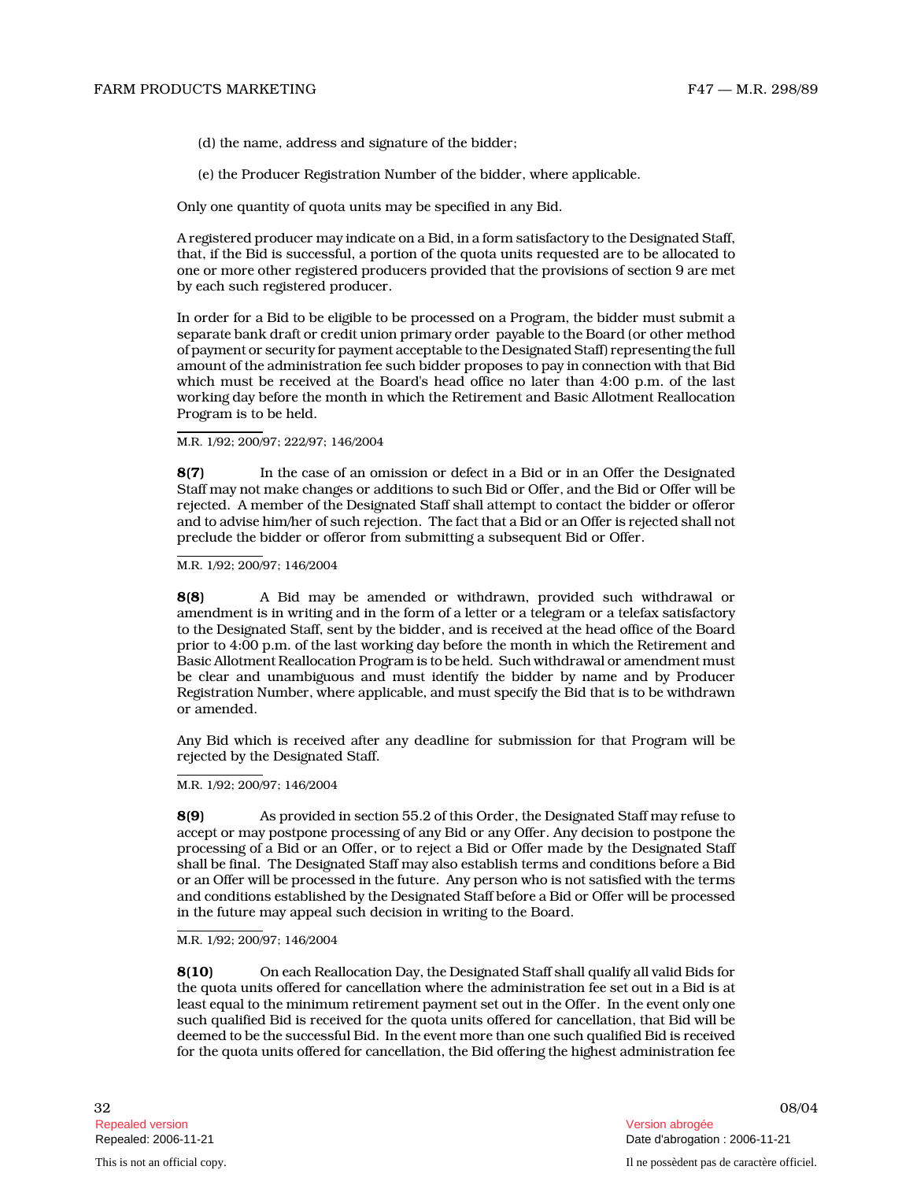(d) the name, address and signature of the bidder;

(e) the Producer Registration Number of the bidder, where applicable.

Only one quantity of quota units may be specified in any Bid.

A registered producer may indicate on a Bid, in a form satisfactory to the Designated Staff, that, if the Bid is successful, a portion of the quota units requested are to be allocated to one or more other registered producers provided that the provisions of section 9 are met by each such registered producer.

In order for a Bid to be eligible to be processed on a Program, the bidder must submit a separate bank draft or credit union primary order payable to the Board (or other method of payment or security for payment acceptable to the Designated Staff) representing the full amount of the administration fee such bidder proposes to pay in connection with that Bid which must be received at the Board's head office no later than 4:00 p.m. of the last working day before the month in which the Retirement and Basic Allotment Reallocation Program is to be held.

M.R. 1/92; 200/97; 222/97; 146/2004

**8(7)** In the case of an omission or defect in a Bid or in an Offer the Designated Staff may not make changes or additions to such Bid or Offer, and the Bid or Offer will be rejected. A member of the Designated Staff shall attempt to contact the bidder or offeror and to advise him/her of such rejection. The fact that a Bid or an Offer is rejected shall not preclude the bidder or offeror from submitting a subsequent Bid or Offer.

M.R. 1/92; 200/97; 146/2004

**8(8)** A Bid may be amended or withdrawn, provided such withdrawal or amendment is in writing and in the form of a letter or a telegram or a telefax satisfactory to the Designated Staff, sent by the bidder, and is received at the head office of the Board prior to 4:00 p.m. of the last working day before the month in which the Retirement and Basic Allotment Reallocation Program is to be held. Such withdrawal or amendment must be clear and unambiguous and must identify the bidder by name and by Producer Registration Number, where applicable, and must specify the Bid that is to be withdrawn or amended.

Any Bid which is received after any deadline for submission for that Program will be rejected by the Designated Staff.

M.R. 1/92; 200/97; 146/2004

**8(9)** As provided in section 55.2 of this Order, the Designated Staff may refuse to accept or may postpone processing of any Bid or any Offer. Any decision to postpone the processing of a Bid or an Offer, or to reject a Bid or Offer made by the Designated Staff shall be final. The Designated Staff may also establish terms and conditions before a Bid or an Offer will be processed in the future. Any person who is not satisfied with the terms and conditions established by the Designated Staff before a Bid or Offer will be processed in the future may appeal such decision in writing to the Board.

M.R. 1/92; 200/97; 146/2004

**8(10)** On each Reallocation Day, the Designated Staff shall qualify all valid Bids for the quota units offered for cancellation where the administration fee set out in a Bid is at least equal to the minimum retirement payment set out in the Offer. In the event only one such qualified Bid is received for the quota units offered for cancellation, that Bid will be deemed to be the successful Bid. In the event more than one such qualified Bid is received for the quota units offered for cancellation, the Bid offering the highest administration fee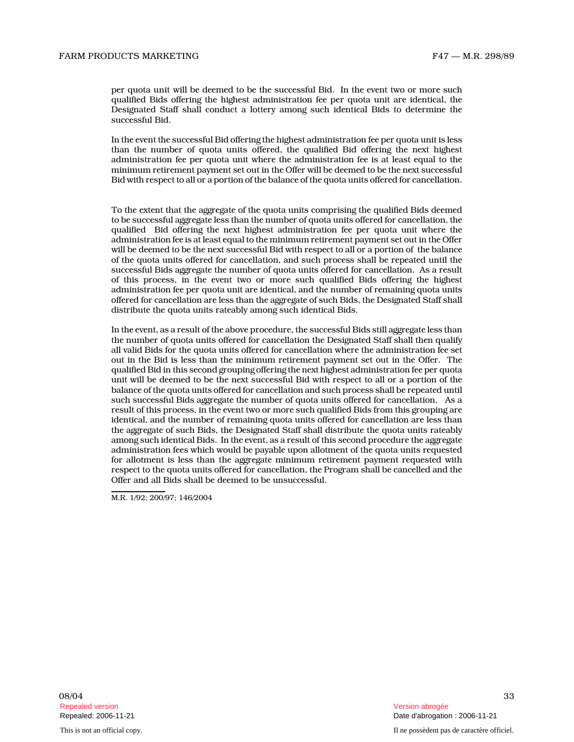per quota unit will be deemed to be the successful Bid. In the event two or more such qualified Bids offering the highest administration fee per quota unit are identical, the Designated Staff shall conduct a lottery among such identical Bids to determine the successful Bid.

In the event the successful Bid offering the highest administration fee per quota unit is less than the number of quota units offered, the qualified Bid offering the next highest administration fee per quota unit where the administration fee is at least equal to the minimum retirement payment set out in the Offer will be deemed to be the next successful Bid with respect to all or a portion of the balance of the quota units offered for cancellation.

To the extent that the aggregate of the quota units comprising the qualified Bids deemed to be successful aggregate less than the number of quota units offered for cancellation, the qualified Bid offering the next highest administration fee per quota unit where the administration fee is at least equal to the minimum retirement payment set out in the Offer will be deemed to be the next successful Bid with respect to all or a portion of the balance of the quota units offered for cancellation, and such process shall be repeated until the successful Bids aggregate the number of quota units offered for cancellation. As a result of this process, in the event two or more such qualified Bids offering the highest administration fee per quota unit are identical, and the number of remaining quota units offered for cancellation are less than the aggregate of such Bids, the Designated Staff shall distribute the quota units rateably among such identical Bids.

In the event, as a result of the above procedure, the successful Bids still aggregate less than the number of quota units offered for cancellation the Designated Staff shall then qualify all valid Bids for the quota units offered for cancellation where the administration fee set out in the Bid is less than the minimum retirement payment set out in the Offer. The qualified Bid in this second grouping offering the next highest administration fee per quota unit will be deemed to be the next successful Bid with respect to all or a portion of the balance of the quota units offered for cancellation and such process shall be repeated until such successful Bids aggregate the number of quota units offered for cancellation. As a result of this process, in the event two or more such qualified Bids from this grouping are identical, and the number of remaining quota units offered for cancellation are less than the aggregate of such Bids, the Designated Staff shall distribute the quota units rateably among such identical Bids. In the event, as a result of this second procedure the aggregate administration fees which would be payable upon allotment of the quota units requested for allotment is less than the aggregate minimum retirement payment requested with respect to the quota units offered for cancellation, the Program shall be cancelled and the Offer and all Bids shall be deemed to be unsuccessful.

M.R. 1/92; 200/97; 146/2004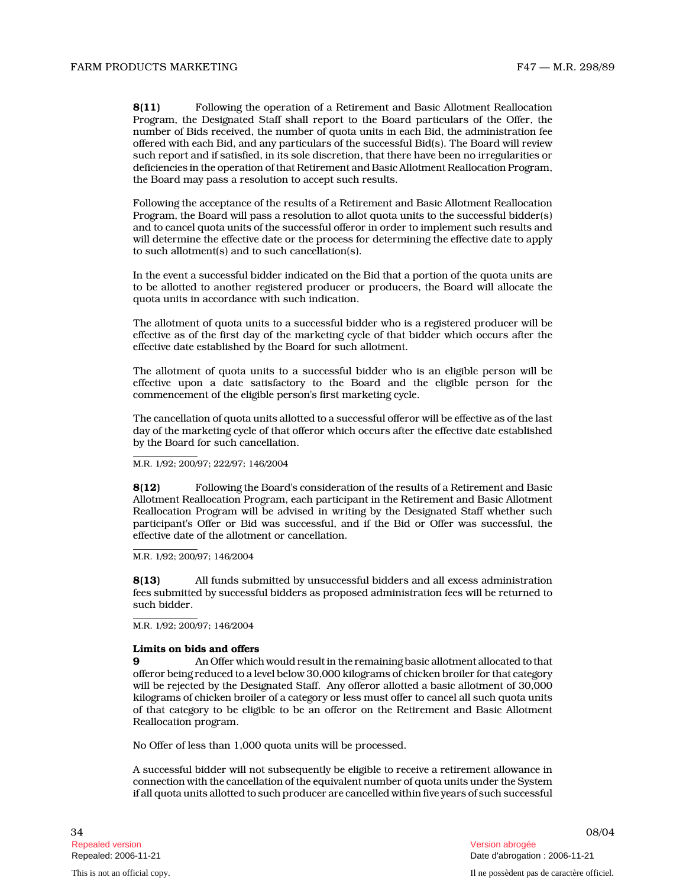**8(11)** Following the operation of a Retirement and Basic Allotment Reallocation Program, the Designated Staff shall report to the Board particulars of the Offer, the number of Bids received, the number of quota units in each Bid, the administration fee offered with each Bid, and any particulars of the successful Bid(s). The Board will review such report and if satisfied, in its sole discretion, that there have been no irregularities or deficiencies in the operation of that Retirement and Basic Allotment Reallocation Program, the Board may pass a resolution to accept such results.

Following the acceptance of the results of a Retirement and Basic Allotment Reallocation Program, the Board will pass a resolution to allot quota units to the successful bidder(s) and to cancel quota units of the successful offeror in order to implement such results and will determine the effective date or the process for determining the effective date to apply to such allotment(s) and to such cancellation(s).

In the event a successful bidder indicated on the Bid that a portion of the quota units are to be allotted to another registered producer or producers, the Board will allocate the quota units in accordance with such indication.

The allotment of quota units to a successful bidder who is a registered producer will be effective as of the first day of the marketing cycle of that bidder which occurs after the effective date established by the Board for such allotment.

The allotment of quota units to a successful bidder who is an eligible person will be effective upon a date satisfactory to the Board and the eligible person for the commencement of the eligible person's first marketing cycle.

The cancellation of quota units allotted to a successful offeror will be effective as of the last day of the marketing cycle of that offeror which occurs after the effective date established by the Board for such cancellation.

M.R. 1/92; 200/97; 222/97; 146/2004

**8(12)** Following the Board's consideration of the results of a Retirement and Basic Allotment Reallocation Program, each participant in the Retirement and Basic Allotment Reallocation Program will be advised in writing by the Designated Staff whether such participant's Offer or Bid was successful, and if the Bid or Offer was successful, the effective date of the allotment or cancellation.

M.R. 1/92; 200/97; 146/2004

**8(13)** All funds submitted by unsuccessful bidders and all excess administration fees submitted by successful bidders as proposed administration fees will be returned to such bidder.

M.R. 1/92; 200/97; 146/2004

**Limits on bids and offers**

**9** An Offer which would result in the remaining basic allotment allocated to that offeror being reduced to a level below 30,000 kilograms of chicken broiler for that category will be rejected by the Designated Staff. Any offeror allotted a basic allotment of 30,000 kilograms of chicken broiler of a category or less must offer to cancel all such quota units of that category to be eligible to be an offeror on the Retirement and Basic Allotment Reallocation program.

No Offer of less than 1,000 quota units will be processed.

A successful bidder will not subsequently be eligible to receive a retirement allowance in connection with the cancellation of the equivalent number of quota units under the System if all quota units allotted to such producer are cancelled within five years of such successful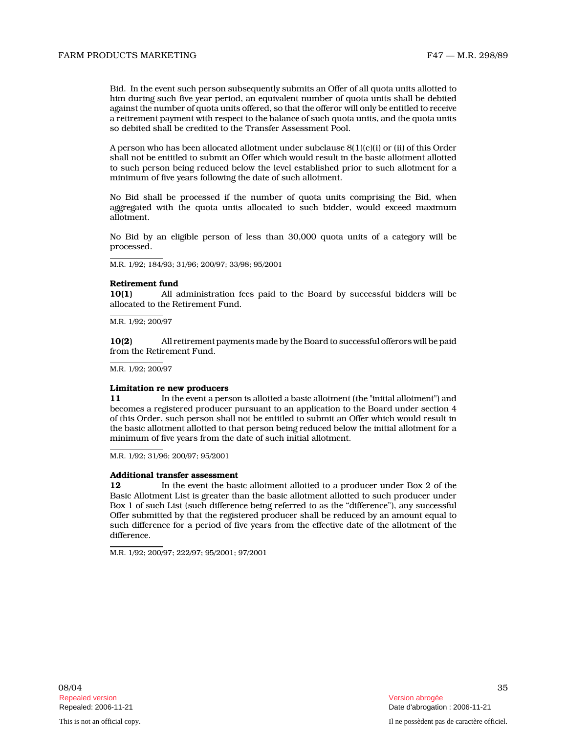Bid. In the event such person subsequently submits an Offer of all quota units allotted to him during such five year period, an equivalent number of quota units shall be debited against the number of quota units offered, so that the offeror will only be entitled to receive a retirement payment with respect to the balance of such quota units, and the quota units so debited shall be credited to the Transfer Assessment Pool.

A person who has been allocated allotment under subclause 8(1)(c)(i) or (ii) of this Order shall not be entitled to submit an Offer which would result in the basic allotment allotted to such person being reduced below the level established prior to such allotment for a minimum of five years following the date of such allotment.

No Bid shall be processed if the number of quota units comprising the Bid, when aggregated with the quota units allocated to such bidder, would exceed maximum allotment.

No Bid by an eligible person of less than 30,000 quota units of a category will be processed.

M.R. 1/92; 184/93; 31/96; 200/97; 33/98; 95/2001

**Retirement fund**

**10(1)** All administration fees paid to the Board by successful bidders will be allocated to the Retirement Fund.

M.R. 1/92; 200/97

**10(2)** All retirement payments made by the Board to successful offerors will be paid from the Retirement Fund.

M.R. 1/92; 200/97

**Limitation re new producers**

**11** In the event a person is allotted a basic allotment (the "initial allotment") and becomes a registered producer pursuant to an application to the Board under section 4 of this Order, such person shall not be entitled to submit an Offer which would result in the basic allotment allotted to that person being reduced below the initial allotment for a minimum of five years from the date of such initial allotment.

M.R. 1/92; 31/96; 200/97; 95/2001

**Additional transfer assessment**

**12** In the event the basic allotment allotted to a producer under Box 2 of the Basic Allotment List is greater than the basic allotment allotted to such producer under Box 1 of such List (such difference being referred to as the "difference"), any successful Offer submitted by that the registered producer shall be reduced by an amount equal to such difference for a period of five years from the effective date of the allotment of the difference.

M.R. 1/92; 200/97; 222/97; 95/2001; 97/2001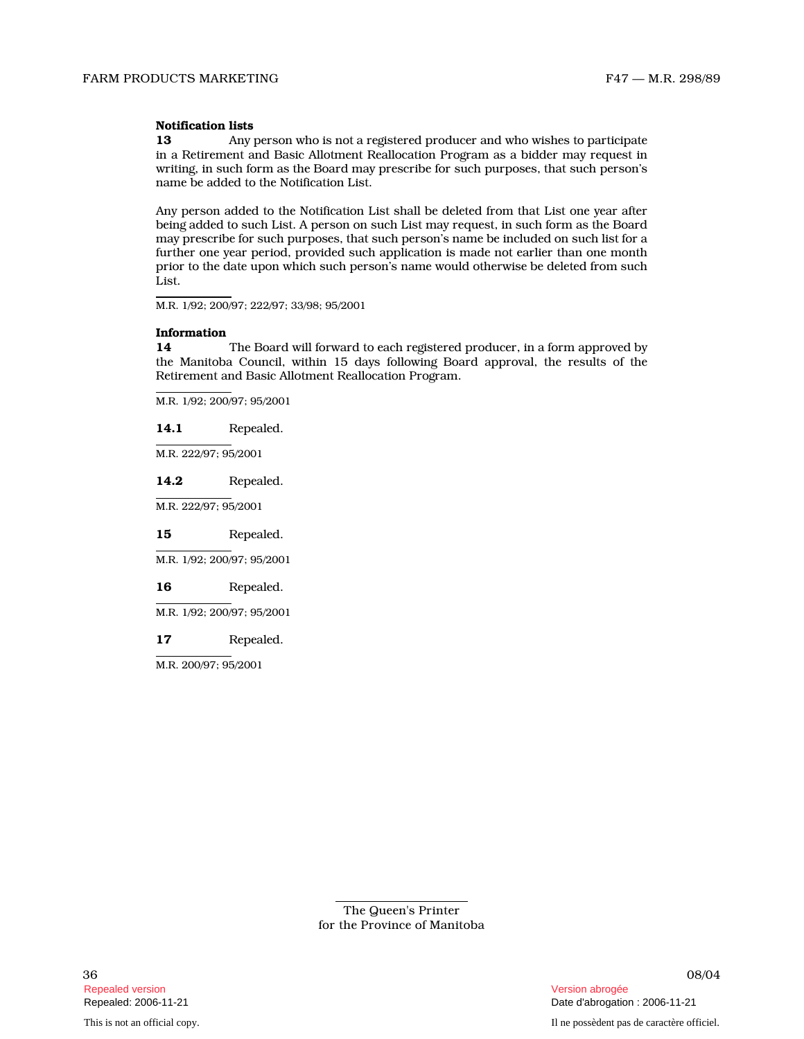**Notification lists**

**13** Any person who is not a registered producer and who wishes to participate in a Retirement and Basic Allotment Reallocation Program as a bidder may request in writing, in such form as the Board may prescribe for such purposes, that such person's name be added to the Notification List.

Any person added to the Notification List shall be deleted from that List one year after being added to such List. A person on such List may request, in such form as the Board may prescribe for such purposes, that such person's name be included on such list for a further one year period, provided such application is made not earlier than one month prior to the date upon which such person's name would otherwise be deleted from such List.

M.R. 1/92; 200/97; 222/97; 33/98; 95/2001

**Information**

**14** The Board will forward to each registered producer, in a form approved by the Manitoba Council, within 15 days following Board approval, the results of the Retirement and Basic Allotment Reallocation Program.

M.R. 1/92; 200/97; 95/2001

**14.1** Repealed.

M.R. 222/97; 95/2001

**14.2** Repealed.

M.R. 222/97; 95/2001

**15** Repealed.

M.R. 1/92; 200/97; 95/2001

**16** Repealed.

M.R. 1/92; 200/97; 95/2001

**17** Repealed.

M.R. 200/97; 95/2001

The Queen's Printer
for the Province of Manitoba